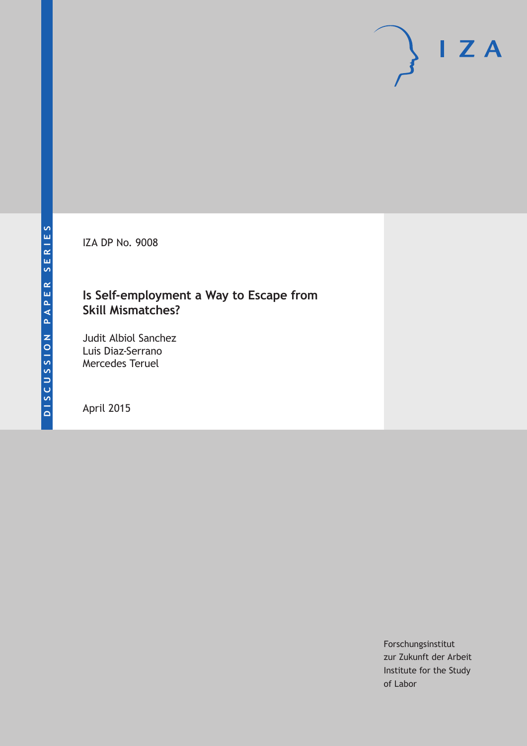DISCUSSION PAPER SERIES

IZA

IZA DP No. 9008

# Is Self-employment a Way to Escape from Skill Mismatches?

Judit Albiol Sanchez
Luis Diaz-Serrano
Mercedes Teruel

April 2015

Forschungsinstitut
zur Zukunft der Arbeit
Institute for the Study
of Labor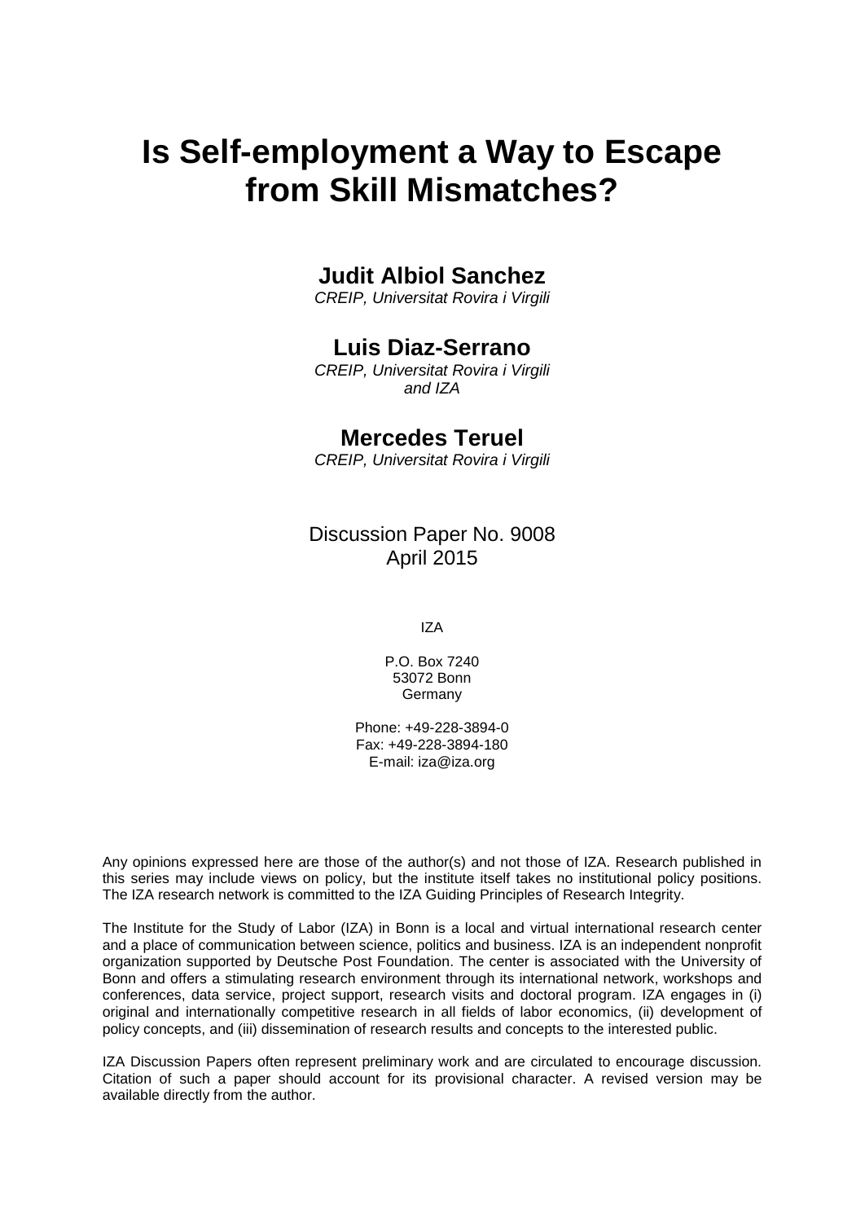# Is Self-employment a Way to Escape from Skill Mismatches?

## Judit Albiol Sanchez

*CREIP, Universitat Rovira i Virgili*

## Luis Diaz-Serrano

*CREIP, Universitat Rovira i Virgili and IZA*

## Mercedes Teruel

*CREIP, Universitat Rovira i Virgili*

Discussion Paper No. 9008
April 2015

IZA

P.O. Box 7240
53072 Bonn
Germany

Phone: +49-228-3894-0
Fax: +49-228-3894-180
E-mail: iza@iza.org

Any opinions expressed here are those of the author(s) and not those of IZA. Research published in this series may include views on policy, but the institute itself takes no institutional policy positions. The IZA research network is committed to the IZA Guiding Principles of Research Integrity.

The Institute for the Study of Labor (IZA) in Bonn is a local and virtual international research center and a place of communication between science, politics and business. IZA is an independent nonprofit organization supported by Deutsche Post Foundation. The center is associated with the University of Bonn and offers a stimulating research environment through its international network, workshops and conferences, data service, project support, research visits and doctoral program. IZA engages in (i) original and internationally competitive research in all fields of labor economics, (ii) development of policy concepts, and (iii) dissemination of research results and concepts to the interested public.

IZA Discussion Papers often represent preliminary work and are circulated to encourage discussion. Citation of such a paper should account for its provisional character. A revised version may be available directly from the author.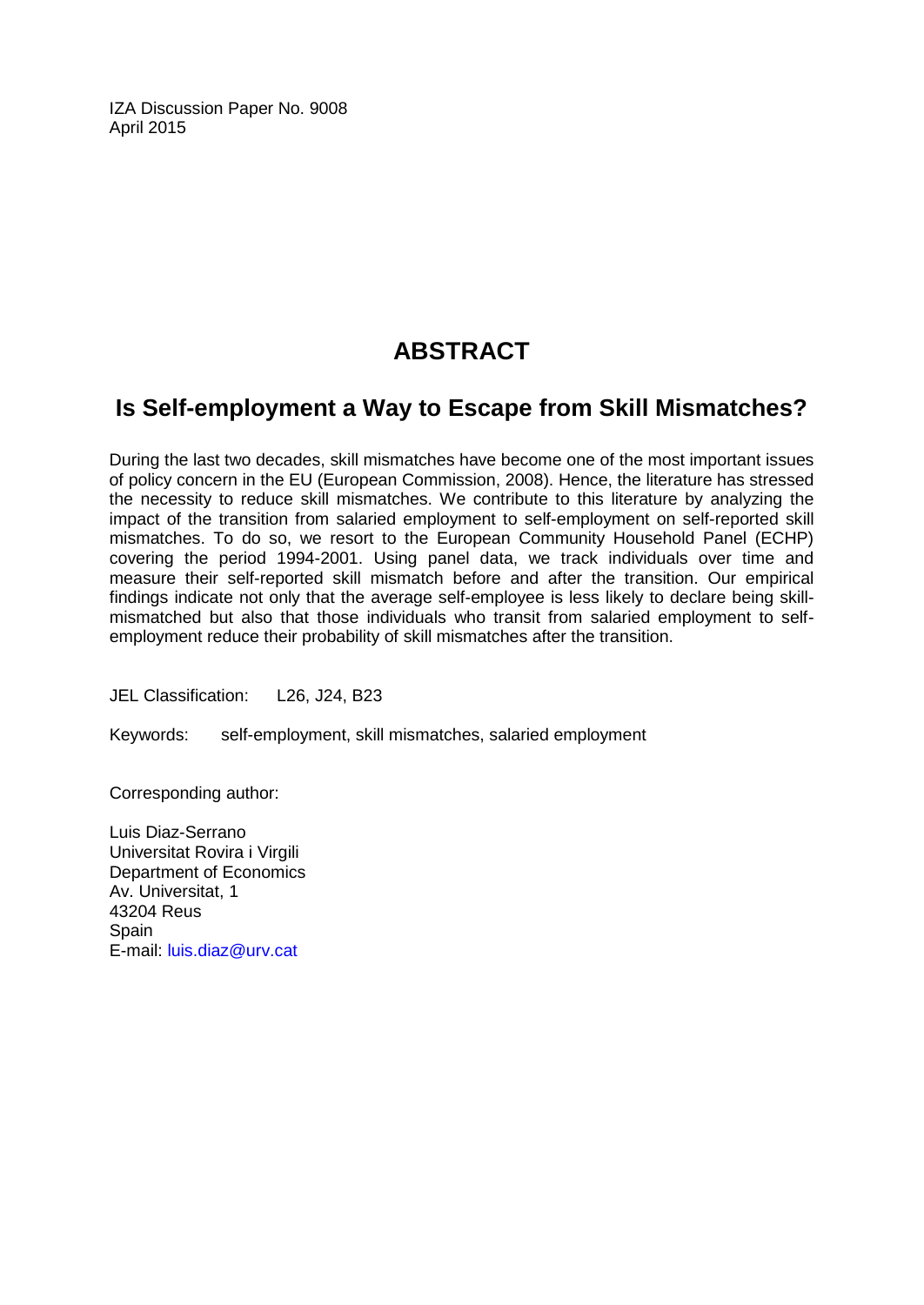IZA Discussion Paper No. 9008
April 2015

# ABSTRACT

## Is Self-employment a Way to Escape from Skill Mismatches?

During the last two decades, skill mismatches have become one of the most important issues of policy concern in the EU (European Commission, 2008). Hence, the literature has stressed the necessity to reduce skill mismatches. We contribute to this literature by analyzing the impact of the transition from salaried employment to self-employment on self-reported skill mismatches. To do so, we resort to the European Community Household Panel (ECHP) covering the period 1994-2001. Using panel data, we track individuals over time and measure their self-reported skill mismatch before and after the transition. Our empirical findings indicate not only that the average self-employee is less likely to declare being skill-mismatched but also that those individuals who transit from salaried employment to self-employment reduce their probability of skill mismatches after the transition.

JEL Classification: L26, J24, B23

Keywords: self-employment, skill mismatches, salaried employment

Corresponding author:

Luis Diaz-Serrano
Universitat Rovira i Virgili
Department of Economics
Av. Universitat, 1
43204 Reus
Spain
E-mail: luis.diaz@urv.cat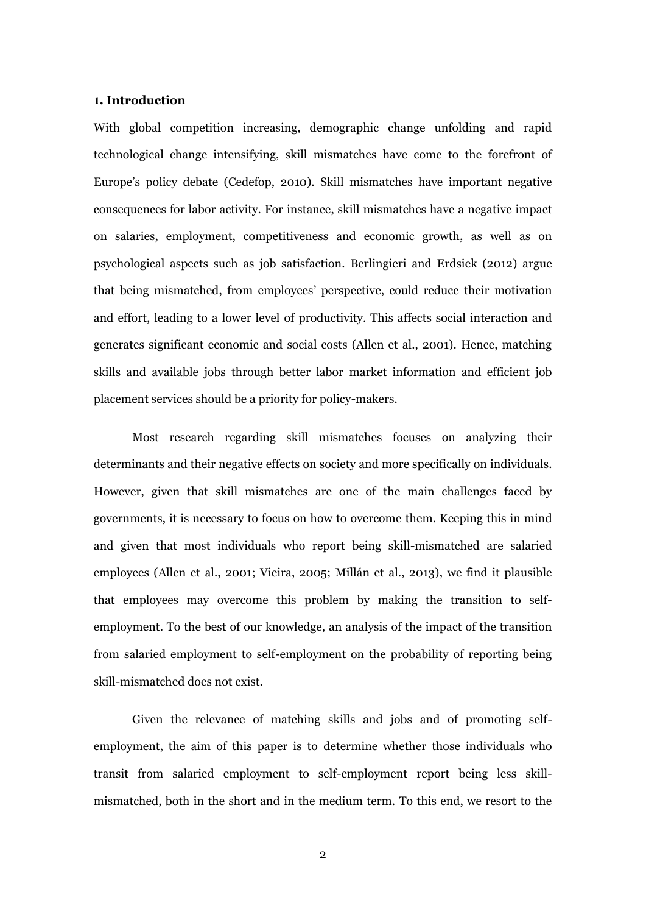## 1. Introduction

With global competition increasing, demographic change unfolding and rapid technological change intensifying, skill mismatches have come to the forefront of Europe's policy debate (Cedefop, 2010). Skill mismatches have important negative consequences for labor activity. For instance, skill mismatches have a negative impact on salaries, employment, competitiveness and economic growth, as well as on psychological aspects such as job satisfaction. Berlingieri and Erdsiek (2012) argue that being mismatched, from employees' perspective, could reduce their motivation and effort, leading to a lower level of productivity. This affects social interaction and generates significant economic and social costs (Allen et al., 2001). Hence, matching skills and available jobs through better labor market information and efficient job placement services should be a priority for policy-makers.

Most research regarding skill mismatches focuses on analyzing their determinants and their negative effects on society and more specifically on individuals. However, given that skill mismatches are one of the main challenges faced by governments, it is necessary to focus on how to overcome them. Keeping this in mind and given that most individuals who report being skill-mismatched are salaried employees (Allen et al., 2001; Vieira, 2005; Millán et al., 2013), we find it plausible that employees may overcome this problem by making the transition to self-employment. To the best of our knowledge, an analysis of the impact of the transition from salaried employment to self-employment on the probability of reporting being skill-mismatched does not exist.

Given the relevance of matching skills and jobs and of promoting self-employment, the aim of this paper is to determine whether those individuals who transit from salaried employment to self-employment report being less skill-mismatched, both in the short and in the medium term. To this end, we resort to the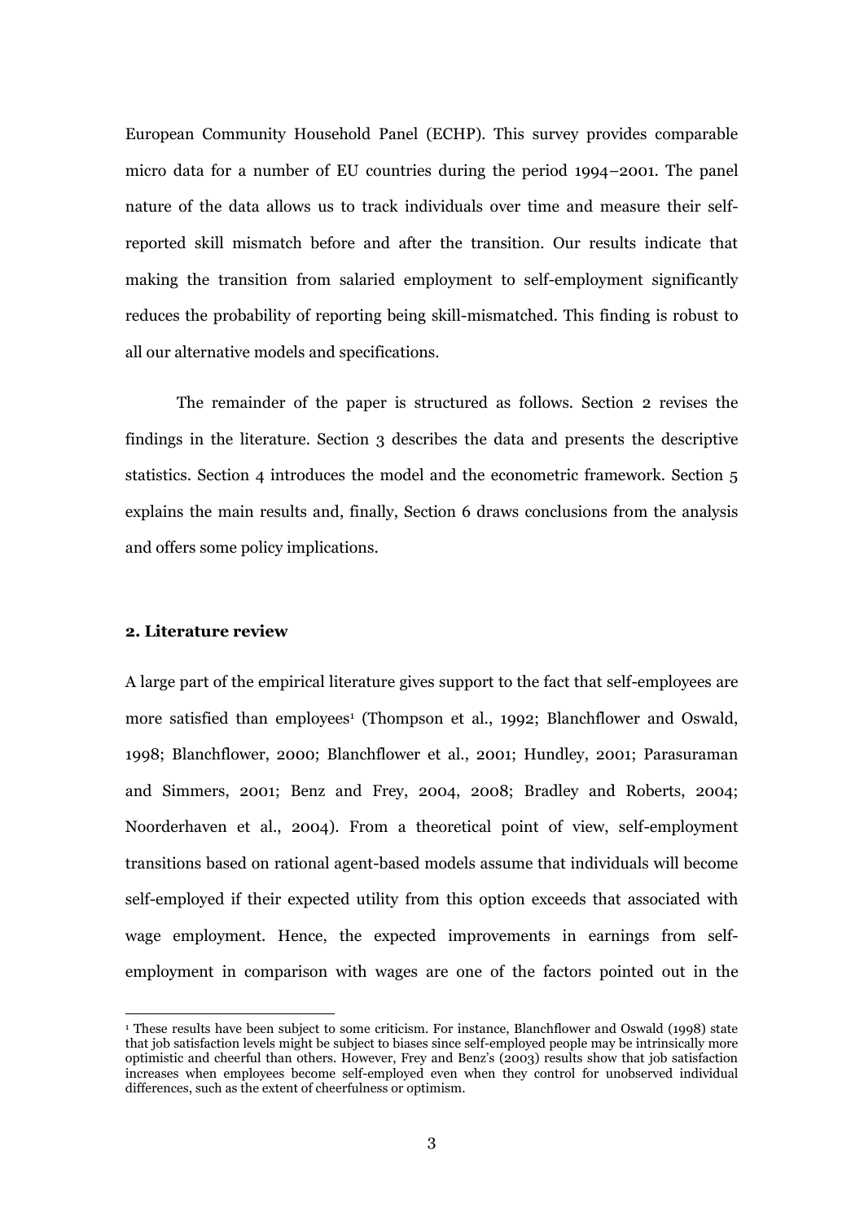European Community Household Panel (ECHP). This survey provides comparable micro data for a number of EU countries during the period 1994–2001. The panel nature of the data allows us to track individuals over time and measure their self-reported skill mismatch before and after the transition. Our results indicate that making the transition from salaried employment to self-employment significantly reduces the probability of reporting being skill-mismatched. This finding is robust to all our alternative models and specifications.

The remainder of the paper is structured as follows. Section 2 revises the findings in the literature. Section 3 describes the data and presents the descriptive statistics. Section 4 introduces the model and the econometric framework. Section 5 explains the main results and, finally, Section 6 draws conclusions from the analysis and offers some policy implications.

## 2. Literature review

A large part of the empirical literature gives support to the fact that self-employees are more satisfied than employees[1] (Thompson et al., 1992; Blanchflower and Oswald, 1998; Blanchflower, 2000; Blanchflower et al., 2001; Hundley, 2001; Parasuraman and Simmers, 2001; Benz and Frey, 2004, 2008; Bradley and Roberts, 2004; Noorderhaven et al., 2004). From a theoretical point of view, self-employment transitions based on rational agent-based models assume that individuals will become self-employed if their expected utility from this option exceeds that associated with wage employment. Hence, the expected improvements in earnings from self-employment in comparison with wages are one of the factors pointed out in the

[1] These results have been subject to some criticism. For instance, Blanchflower and Oswald (1998) state that job satisfaction levels might be subject to biases since self-employed people may be intrinsically more optimistic and cheerful than others. However, Frey and Benz's (2003) results show that job satisfaction increases when employees become self-employed even when they control for unobserved individual differences, such as the extent of cheerfulness or optimism.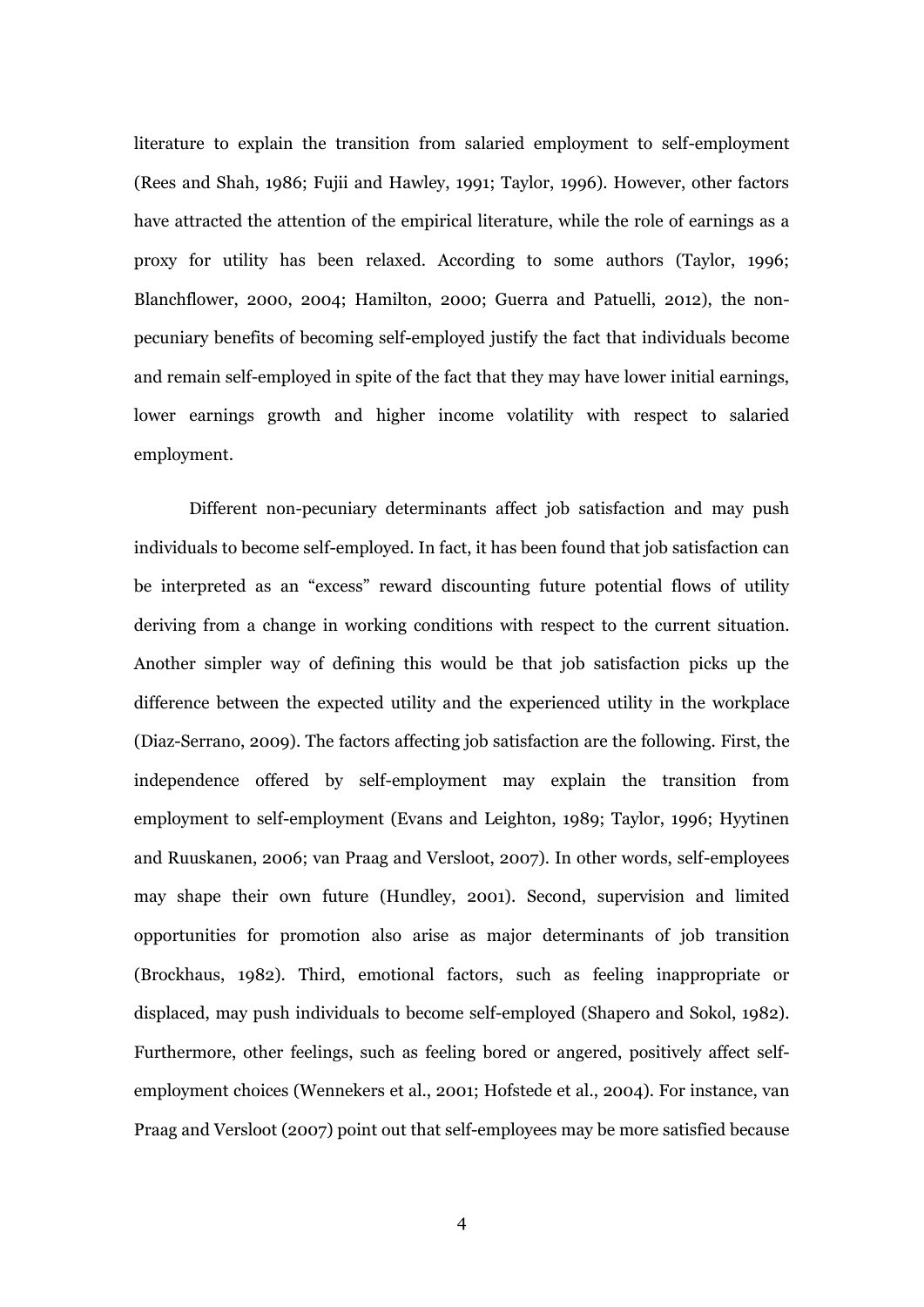literature to explain the transition from salaried employment to self-employment (Rees and Shah, 1986; Fujii and Hawley, 1991; Taylor, 1996). However, other factors have attracted the attention of the empirical literature, while the role of earnings as a proxy for utility has been relaxed. According to some authors (Taylor, 1996; Blanchflower, 2000, 2004; Hamilton, 2000; Guerra and Patuelli, 2012), the non-pecuniary benefits of becoming self-employed justify the fact that individuals become and remain self-employed in spite of the fact that they may have lower initial earnings, lower earnings growth and higher income volatility with respect to salaried employment.

Different non-pecuniary determinants affect job satisfaction and may push individuals to become self-employed. In fact, it has been found that job satisfaction can be interpreted as an "excess" reward discounting future potential flows of utility deriving from a change in working conditions with respect to the current situation. Another simpler way of defining this would be that job satisfaction picks up the difference between the expected utility and the experienced utility in the workplace (Diaz-Serrano, 2009). The factors affecting job satisfaction are the following. First, the independence offered by self-employment may explain the transition from employment to self-employment (Evans and Leighton, 1989; Taylor, 1996; Hyytinen and Ruuskanen, 2006; van Praag and Versloot, 2007). In other words, self-employees may shape their own future (Hundley, 2001). Second, supervision and limited opportunities for promotion also arise as major determinants of job transition (Brockhaus, 1982). Third, emotional factors, such as feeling inappropriate or displaced, may push individuals to become self-employed (Shapero and Sokol, 1982). Furthermore, other feelings, such as feeling bored or angered, positively affect self-employment choices (Wennekers et al., 2001; Hofstede et al., 2004). For instance, van Praag and Versloot (2007) point out that self-employees may be more satisfied because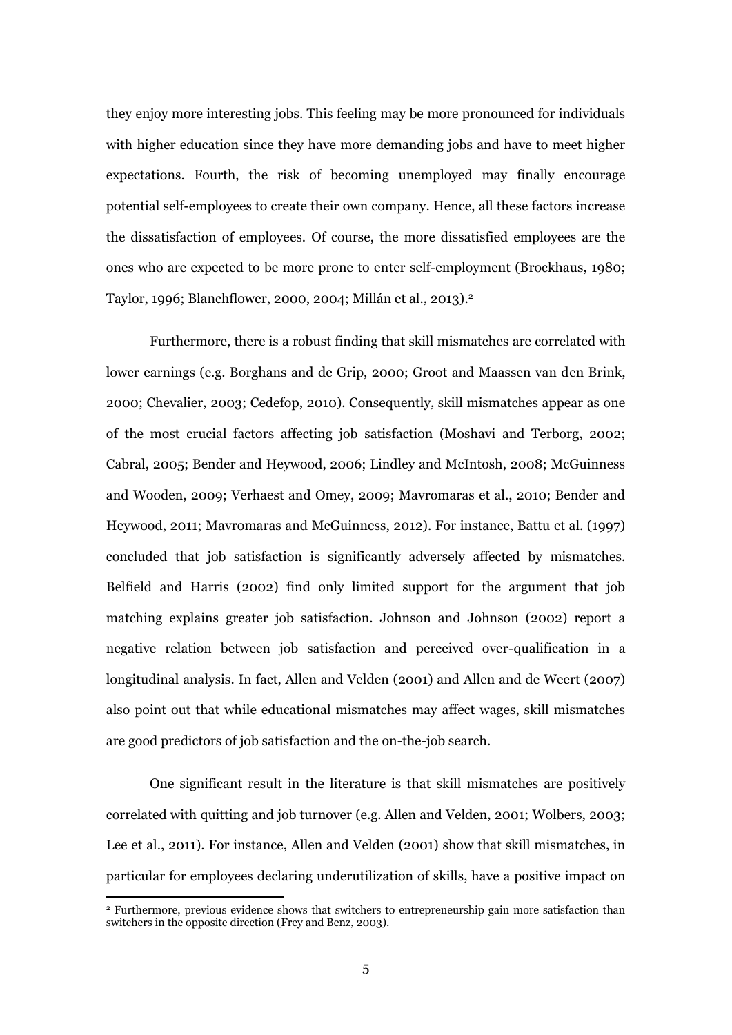they enjoy more interesting jobs. This feeling may be more pronounced for individuals with higher education since they have more demanding jobs and have to meet higher expectations. Fourth, the risk of becoming unemployed may finally encourage potential self-employees to create their own company. Hence, all these factors increase the dissatisfaction of employees. Of course, the more dissatisfied employees are the ones who are expected to be more prone to enter self-employment (Brockhaus, 1980; Taylor, 1996; Blanchflower, 2000, 2004; Millán et al., 2013).[2]

Furthermore, there is a robust finding that skill mismatches are correlated with lower earnings (e.g. Borghans and de Grip, 2000; Groot and Maassen van den Brink, 2000; Chevalier, 2003; Cedefop, 2010). Consequently, skill mismatches appear as one of the most crucial factors affecting job satisfaction (Moshavi and Terborg, 2002; Cabral, 2005; Bender and Heywood, 2006; Lindley and McIntosh, 2008; McGuinness and Wooden, 2009; Verhaest and Omey, 2009; Mavromaras et al., 2010; Bender and Heywood, 2011; Mavromaras and McGuinness, 2012). For instance, Battu et al. (1997) concluded that job satisfaction is significantly adversely affected by mismatches. Belfield and Harris (2002) find only limited support for the argument that job matching explains greater job satisfaction. Johnson and Johnson (2002) report a negative relation between job satisfaction and perceived over-qualification in a longitudinal analysis. In fact, Allen and Velden (2001) and Allen and de Weert (2007) also point out that while educational mismatches may affect wages, skill mismatches are good predictors of job satisfaction and the on-the-job search.

One significant result in the literature is that skill mismatches are positively correlated with quitting and job turnover (e.g. Allen and Velden, 2001; Wolbers, 2003; Lee et al., 2011). For instance, Allen and Velden (2001) show that skill mismatches, in particular for employees declaring underutilization of skills, have a positive impact on

[2] Furthermore, previous evidence shows that switchers to entrepreneurship gain more satisfaction than switchers in the opposite direction (Frey and Benz, 2003).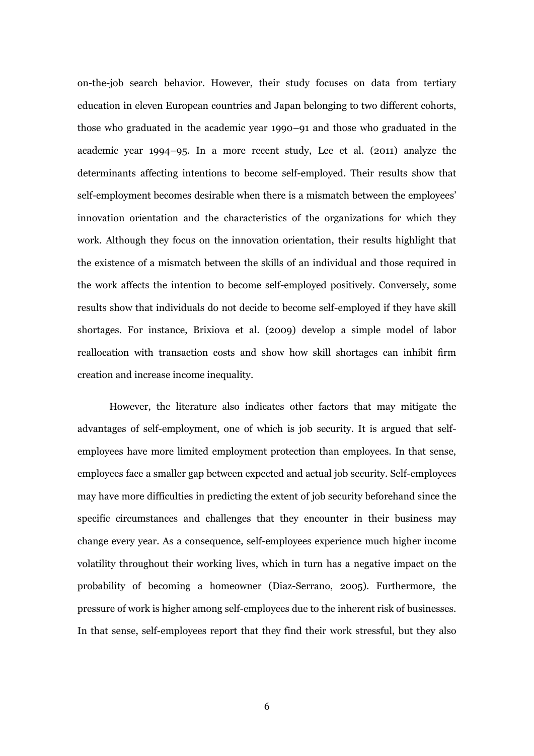on-the-job search behavior. However, their study focuses on data from tertiary education in eleven European countries and Japan belonging to two different cohorts, those who graduated in the academic year 1990–91 and those who graduated in the academic year 1994–95. In a more recent study, Lee et al. (2011) analyze the determinants affecting intentions to become self-employed. Their results show that self-employment becomes desirable when there is a mismatch between the employees' innovation orientation and the characteristics of the organizations for which they work. Although they focus on the innovation orientation, their results highlight that the existence of a mismatch between the skills of an individual and those required in the work affects the intention to become self-employed positively. Conversely, some results show that individuals do not decide to become self-employed if they have skill shortages. For instance, Brixiova et al. (2009) develop a simple model of labor reallocation with transaction costs and show how skill shortages can inhibit firm creation and increase income inequality.

However, the literature also indicates other factors that may mitigate the advantages of self-employment, one of which is job security. It is argued that self-employees have more limited employment protection than employees. In that sense, employees face a smaller gap between expected and actual job security. Self-employees may have more difficulties in predicting the extent of job security beforehand since the specific circumstances and challenges that they encounter in their business may change every year. As a consequence, self-employees experience much higher income volatility throughout their working lives, which in turn has a negative impact on the probability of becoming a homeowner (Diaz-Serrano, 2005). Furthermore, the pressure of work is higher among self-employees due to the inherent risk of businesses. In that sense, self-employees report that they find their work stressful, but they also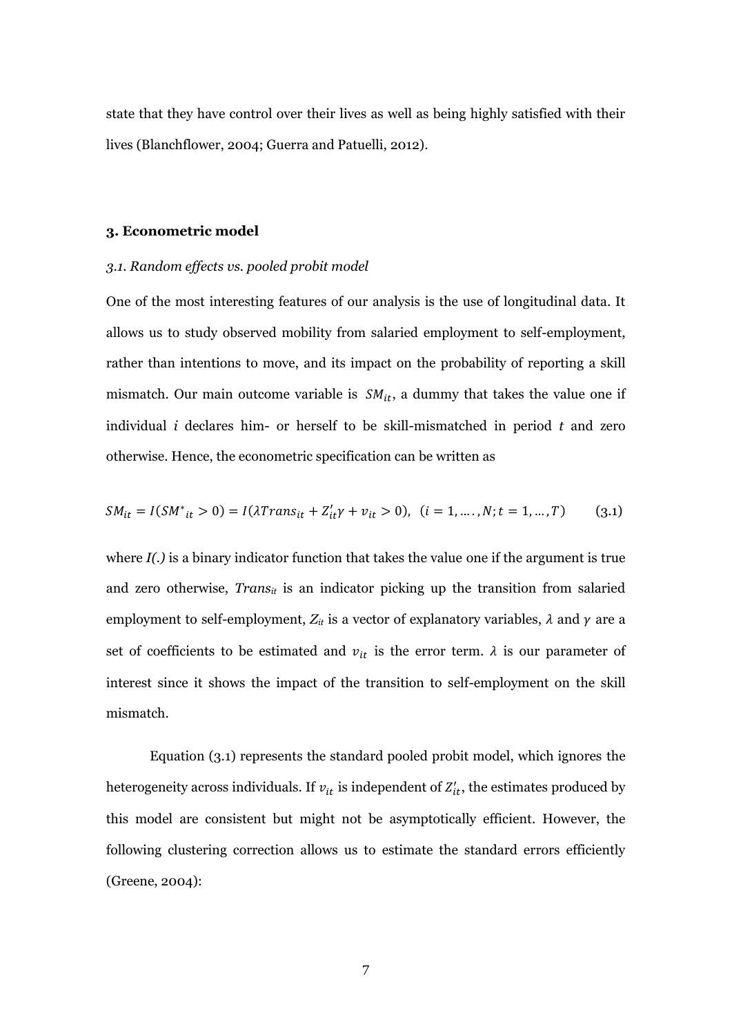state that they have control over their lives as well as being highly satisfied with their lives (Blanchflower, 2004; Guerra and Patuelli, 2012).

## 3. Econometric model

### *3.1. Random effects vs. pooled probit model*

One of the most interesting features of our analysis is the use of longitudinal data. It allows us to study observed mobility from salaried employment to self-employment, rather than intentions to move, and its impact on the probability of reporting a skill mismatch. Our main outcome variable is $SM_{it}$, a dummy that takes the value one if individual $i$ declares him- or herself to be skill-mismatched in period $t$ and zero otherwise. Hence, the econometric specification can be written as

$$SM_{it} = I(SM^{*}_{it} > 0) = I(\lambda Trans_{it} + Z'_{it}\gamma + v_{it} > 0), \;\; (i = 1, \ldots, N; t = 1, \ldots, T) \qquad (3.1)$$

where *I(.)* is a binary indicator function that takes the value one if the argument is true and zero otherwise, $Trans_{it}$ is an indicator picking up the transition from salaried employment to self-employment, $Z_{it}$ is a vector of explanatory variables, $\lambda$ and $\gamma$ are a set of coefficients to be estimated and $v_{it}$ is the error term. $\lambda$ is our parameter of interest since it shows the impact of the transition to self-employment on the skill mismatch.

Equation (3.1) represents the standard pooled probit model, which ignores the heterogeneity across individuals. If $v_{it}$ is independent of $Z'_{it}$, the estimates produced by this model are consistent but might not be asymptotically efficient. However, the following clustering correction allows us to estimate the standard errors efficiently (Greene, 2004):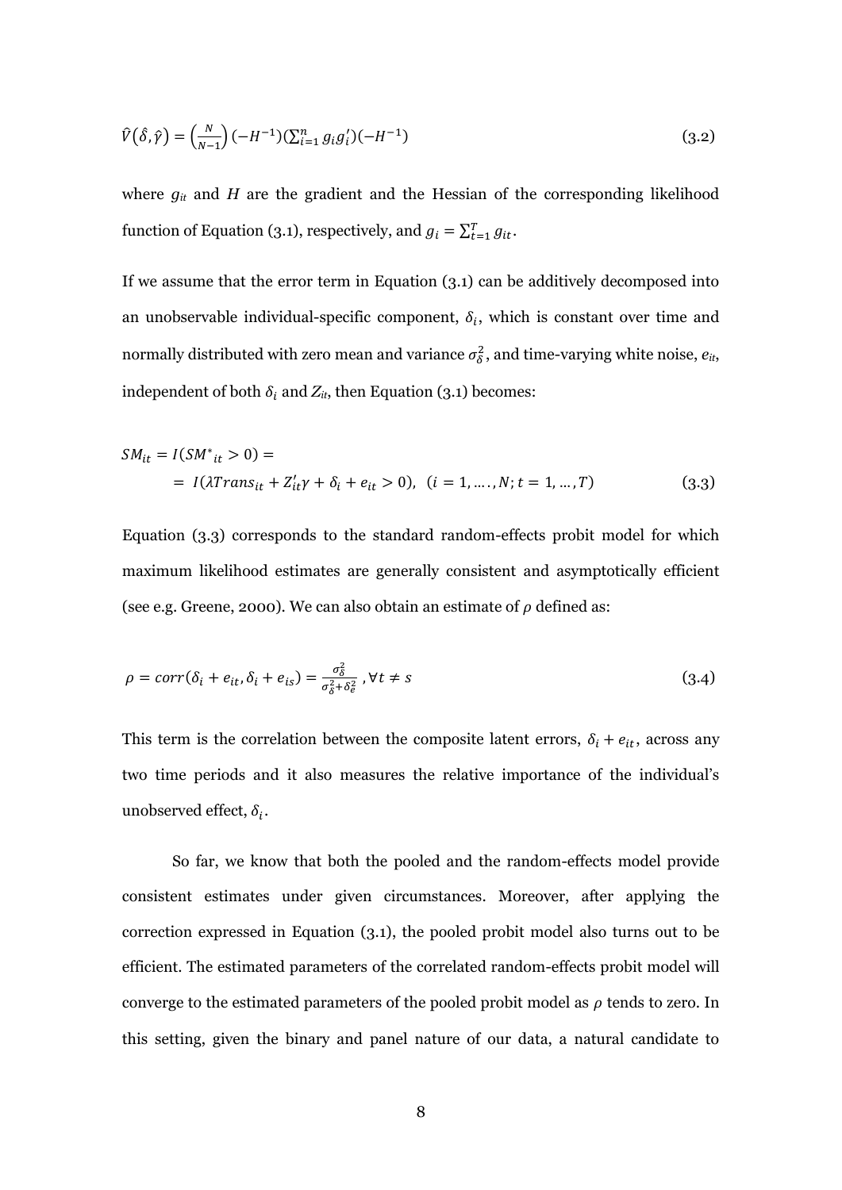$$\hat{V}(\hat{\delta}, \hat{\gamma}) = \left(\frac{N}{N-1}\right)(-H^{-1})(\sum_{i=1}^{n} g_i g_i')(-H^{-1}) \tag{3.2}$$

where $g_{it}$ and $H$ are the gradient and the Hessian of the corresponding likelihood function of Equation (3.1), respectively, and $g_i = \sum_{t=1}^{T} g_{it}$.

If we assume that the error term in Equation (3.1) can be additively decomposed into an unobservable individual-specific component, $\delta_i$, which is constant over time and normally distributed with zero mean and variance $\sigma_\delta^2$, and time-varying white noise, $e_{it}$, independent of both $\delta_i$ and $Z_{it}$, then Equation (3.1) becomes:

$$\begin{aligned} SM_{it} &= I(SM^*_{it} > 0) = \\ &= I(\lambda Trans_{it} + Z_{it}'\gamma + \delta_i + e_{it} > 0), \ \ (i = 1, \dots, N; t = 1, \dots, T) \end{aligned} \tag{3.3}$$

Equation (3.3) corresponds to the standard random-effects probit model for which maximum likelihood estimates are generally consistent and asymptotically efficient (see e.g. Greene, 2000). We can also obtain an estimate of $\rho$ defined as:

$$\rho = corr(\delta_i + e_{it}, \delta_i + e_{is}) = \frac{\sigma_\delta^2}{\sigma_\delta^2 + \delta_e^2}, \forall t \neq s \tag{3.4}$$

This term is the correlation between the composite latent errors, $\delta_i + e_{it}$, across any two time periods and it also measures the relative importance of the individual's unobserved effect, $\delta_i$.

So far, we know that both the pooled and the random-effects model provide consistent estimates under given circumstances. Moreover, after applying the correction expressed in Equation (3.1), the pooled probit model also turns out to be efficient. The estimated parameters of the correlated random-effects probit model will converge to the estimated parameters of the pooled probit model as $\rho$ tends to zero. In this setting, given the binary and panel nature of our data, a natural candidate to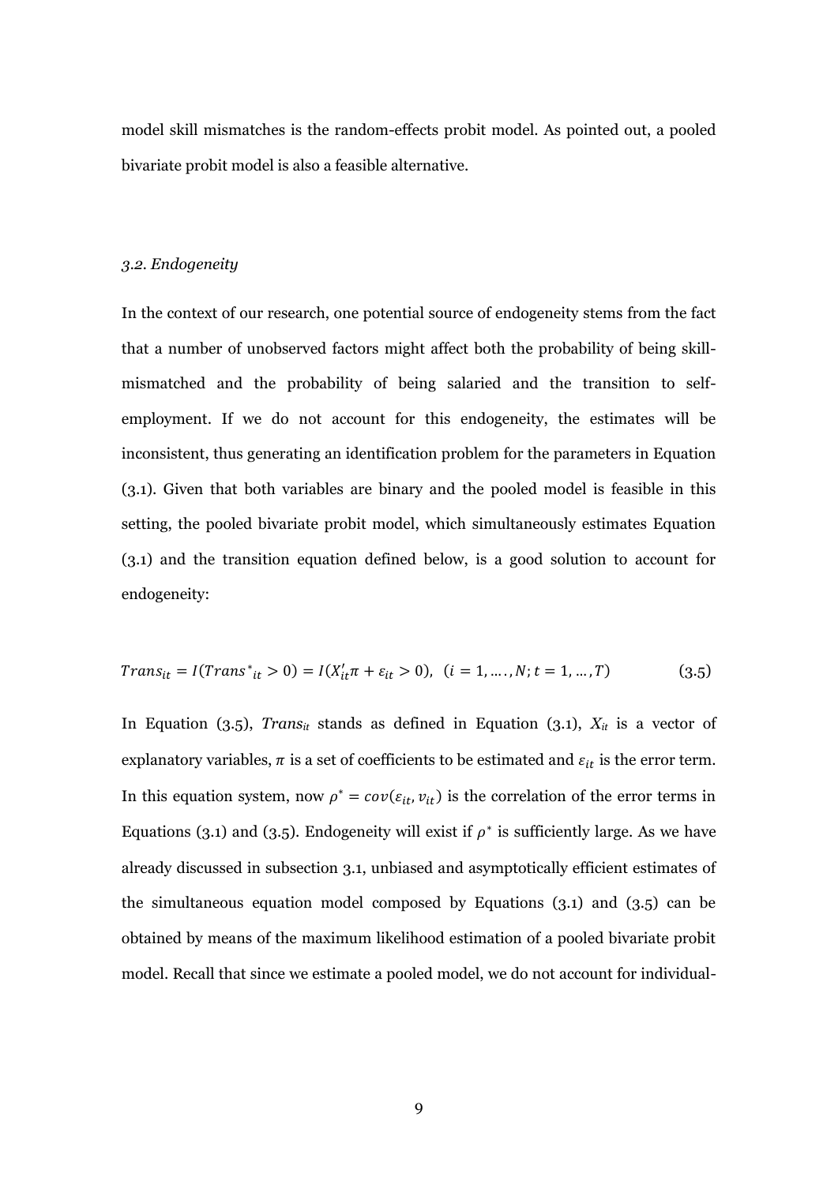model skill mismatches is the random-effects probit model. As pointed out, a pooled bivariate probit model is also a feasible alternative.

### *3.2. Endogeneity*

In the context of our research, one potential source of endogeneity stems from the fact that a number of unobserved factors might affect both the probability of being skill-mismatched and the probability of being salaried and the transition to self-employment. If we do not account for this endogeneity, the estimates will be inconsistent, thus generating an identification problem for the parameters in Equation (3.1). Given that both variables are binary and the pooled model is feasible in this setting, the pooled bivariate probit model, which simultaneously estimates Equation (3.1) and the transition equation defined below, is a good solution to account for endogeneity:

$$Trans_{it} = I(Trans^{*}_{it} > 0) = I(X_{it}'\pi + \varepsilon_{it} > 0),\ \ (i = 1, \dots, N; t = 1, \dots, T) \qquad (3.5)$$

In Equation (3.5), $Trans_{it}$ stands as defined in Equation (3.1), $X_{it}$ is a vector of explanatory variables, $\pi$ is a set of coefficients to be estimated and $\varepsilon_{it}$ is the error term. In this equation system, now $\rho^{*} = cov(\varepsilon_{it}, v_{it})$ is the correlation of the error terms in Equations (3.1) and (3.5). Endogeneity will exist if $\rho^{*}$ is sufficiently large. As we have already discussed in subsection 3.1, unbiased and asymptotically efficient estimates of the simultaneous equation model composed by Equations (3.1) and (3.5) can be obtained by means of the maximum likelihood estimation of a pooled bivariate probit model. Recall that since we estimate a pooled model, we do not account for individual-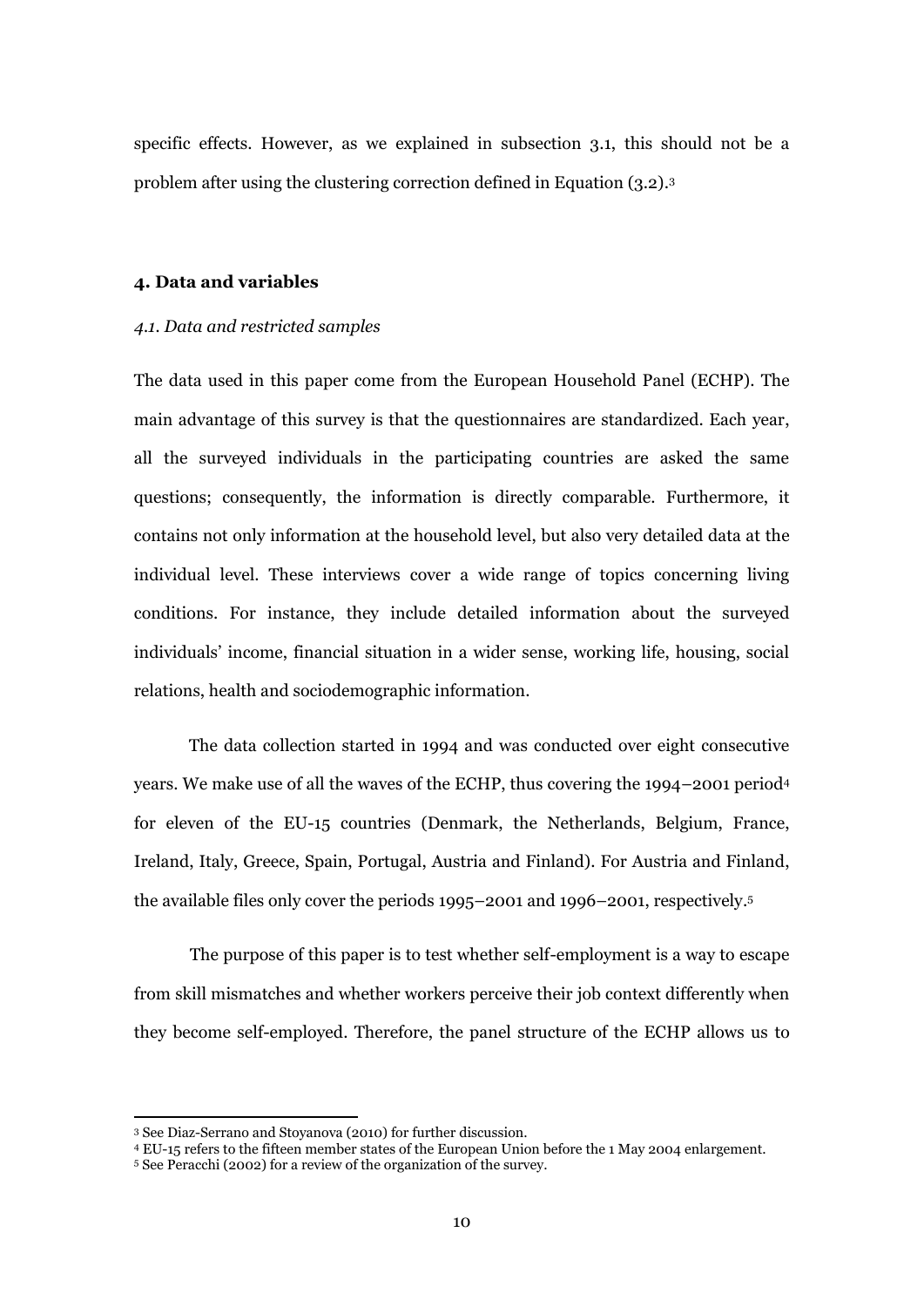specific effects. However, as we explained in subsection 3.1, this should not be a problem after using the clustering correction defined in Equation (3.2).[3]

## 4. Data and variables

### *4.1. Data and restricted samples*

The data used in this paper come from the European Household Panel (ECHP). The main advantage of this survey is that the questionnaires are standardized. Each year, all the surveyed individuals in the participating countries are asked the same questions; consequently, the information is directly comparable. Furthermore, it contains not only information at the household level, but also very detailed data at the individual level. These interviews cover a wide range of topics concerning living conditions. For instance, they include detailed information about the surveyed individuals' income, financial situation in a wider sense, working life, housing, social relations, health and sociodemographic information.

The data collection started in 1994 and was conducted over eight consecutive years. We make use of all the waves of the ECHP, thus covering the 1994–2001 period[4] for eleven of the EU-15 countries (Denmark, the Netherlands, Belgium, France, Ireland, Italy, Greece, Spain, Portugal, Austria and Finland). For Austria and Finland, the available files only cover the periods 1995–2001 and 1996–2001, respectively.[5]

The purpose of this paper is to test whether self-employment is a way to escape from skill mismatches and whether workers perceive their job context differently when they become self-employed. Therefore, the panel structure of the ECHP allows us to

---

[3] See Diaz-Serrano and Stoyanova (2010) for further discussion.

[4] EU-15 refers to the fifteen member states of the European Union before the 1 May 2004 enlargement.

[5] See Peracchi (2002) for a review of the organization of the survey.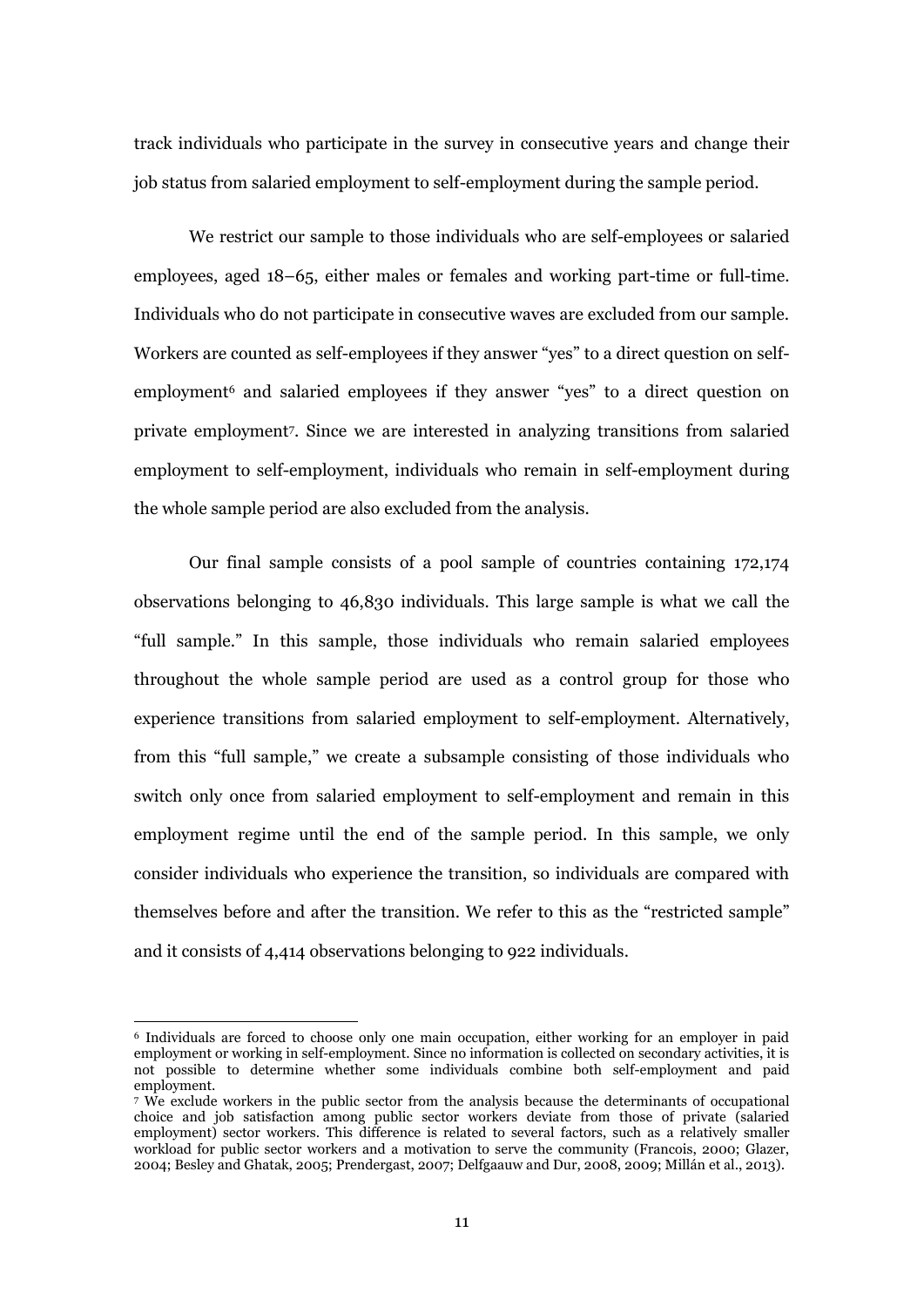track individuals who participate in the survey in consecutive years and change their job status from salaried employment to self-employment during the sample period.

We restrict our sample to those individuals who are self-employees or salaried employees, aged 18–65, either males or females and working part-time or full-time. Individuals who do not participate in consecutive waves are excluded from our sample. Workers are counted as self-employees if they answer "yes" to a direct question on self-employment[6] and salaried employees if they answer "yes" to a direct question on private employment[7]. Since we are interested in analyzing transitions from salaried employment to self-employment, individuals who remain in self-employment during the whole sample period are also excluded from the analysis.

Our final sample consists of a pool sample of countries containing 172,174 observations belonging to 46,830 individuals. This large sample is what we call the "full sample." In this sample, those individuals who remain salaried employees throughout the whole sample period are used as a control group for those who experience transitions from salaried employment to self-employment. Alternatively, from this "full sample," we create a subsample consisting of those individuals who switch only once from salaried employment to self-employment and remain in this employment regime until the end of the sample period. In this sample, we only consider individuals who experience the transition, so individuals are compared with themselves before and after the transition. We refer to this as the "restricted sample" and it consists of 4,414 observations belonging to 922 individuals.

---

[6] Individuals are forced to choose only one main occupation, either working for an employer in paid employment or working in self-employment. Since no information is collected on secondary activities, it is not possible to determine whether some individuals combine both self-employment and paid employment.

[7] We exclude workers in the public sector from the analysis because the determinants of occupational choice and job satisfaction among public sector workers deviate from those of private (salaried employment) sector workers. This difference is related to several factors, such as a relatively smaller workload for public sector workers and a motivation to serve the community (Francois, 2000; Glazer, 2004; Besley and Ghatak, 2005; Prendergast, 2007; Delfgaauw and Dur, 2008, 2009; Millán et al., 2013).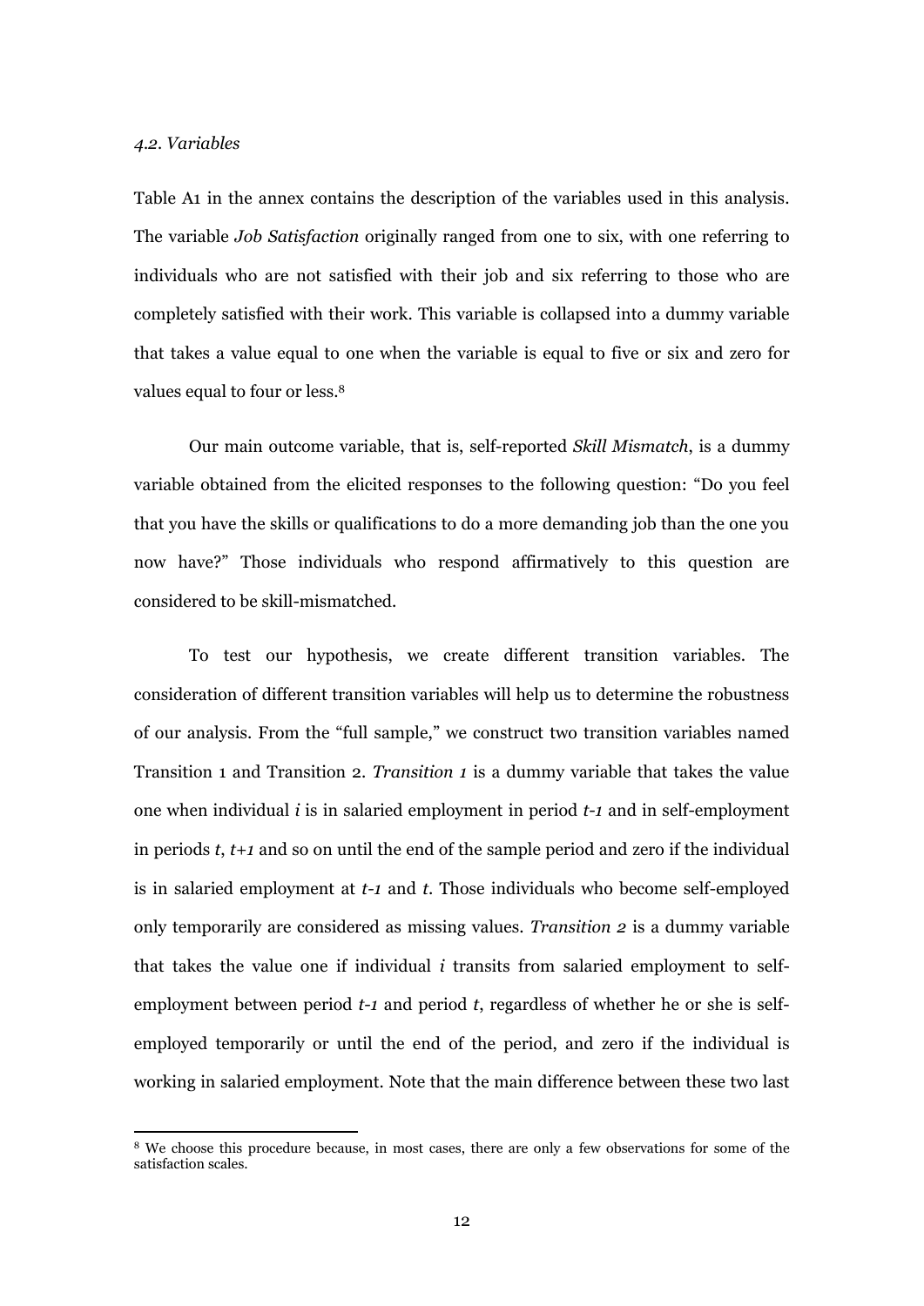*4.2. Variables*

Table A1 in the annex contains the description of the variables used in this analysis. The variable *Job Satisfaction* originally ranged from one to six, with one referring to individuals who are not satisfied with their job and six referring to those who are completely satisfied with their work. This variable is collapsed into a dummy variable that takes a value equal to one when the variable is equal to five or six and zero for values equal to four or less.[8]

Our main outcome variable, that is, self-reported *Skill Mismatch*, is a dummy variable obtained from the elicited responses to the following question: "Do you feel that you have the skills or qualifications to do a more demanding job than the one you now have?" Those individuals who respond affirmatively to this question are considered to be skill-mismatched.

To test our hypothesis, we create different transition variables. The consideration of different transition variables will help us to determine the robustness of our analysis. From the "full sample," we construct two transition variables named Transition 1 and Transition 2. *Transition 1* is a dummy variable that takes the value one when individual $i$ is in salaried employment in period $t-1$ and in self-employment in periods $t$, $t+1$ and so on until the end of the sample period and zero if the individual is in salaried employment at $t-1$ and $t$. Those individuals who become self-employed only temporarily are considered as missing values. *Transition 2* is a dummy variable that takes the value one if individual $i$ transits from salaried employment to self-employment between period $t-1$ and period $t$, regardless of whether he or she is self-employed temporarily or until the end of the period, and zero if the individual is working in salaried employment. Note that the main difference between these two last

[8] We choose this procedure because, in most cases, there are only a few observations for some of the satisfaction scales.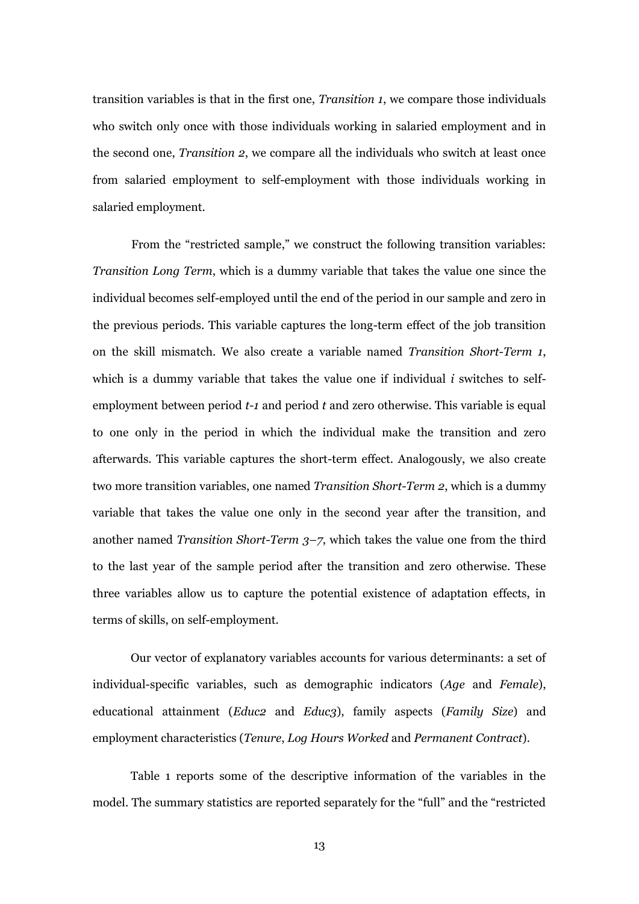transition variables is that in the first one, *Transition 1*, we compare those individuals who switch only once with those individuals working in salaried employment and in the second one, *Transition 2*, we compare all the individuals who switch at least once from salaried employment to self-employment with those individuals working in salaried employment.

From the "restricted sample," we construct the following transition variables: *Transition Long Term*, which is a dummy variable that takes the value one since the individual becomes self-employed until the end of the period in our sample and zero in the previous periods. This variable captures the long-term effect of the job transition on the skill mismatch. We also create a variable named *Transition Short-Term 1*, which is a dummy variable that takes the value one if individual *i* switches to self-employment between period *t-1* and period *t* and zero otherwise. This variable is equal to one only in the period in which the individual make the transition and zero afterwards. This variable captures the short-term effect. Analogously, we also create two more transition variables, one named *Transition Short-Term 2*, which is a dummy variable that takes the value one only in the second year after the transition, and another named *Transition Short-Term 3–7*, which takes the value one from the third to the last year of the sample period after the transition and zero otherwise. These three variables allow us to capture the potential existence of adaptation effects, in terms of skills, on self-employment.

Our vector of explanatory variables accounts for various determinants: a set of individual-specific variables, such as demographic indicators (*Age* and *Female*), educational attainment (*Educ2* and *Educ3*), family aspects (*Family Size*) and employment characteristics (*Tenure*, *Log Hours Worked* and *Permanent Contract*).

Table 1 reports some of the descriptive information of the variables in the model. The summary statistics are reported separately for the "full" and the "restricted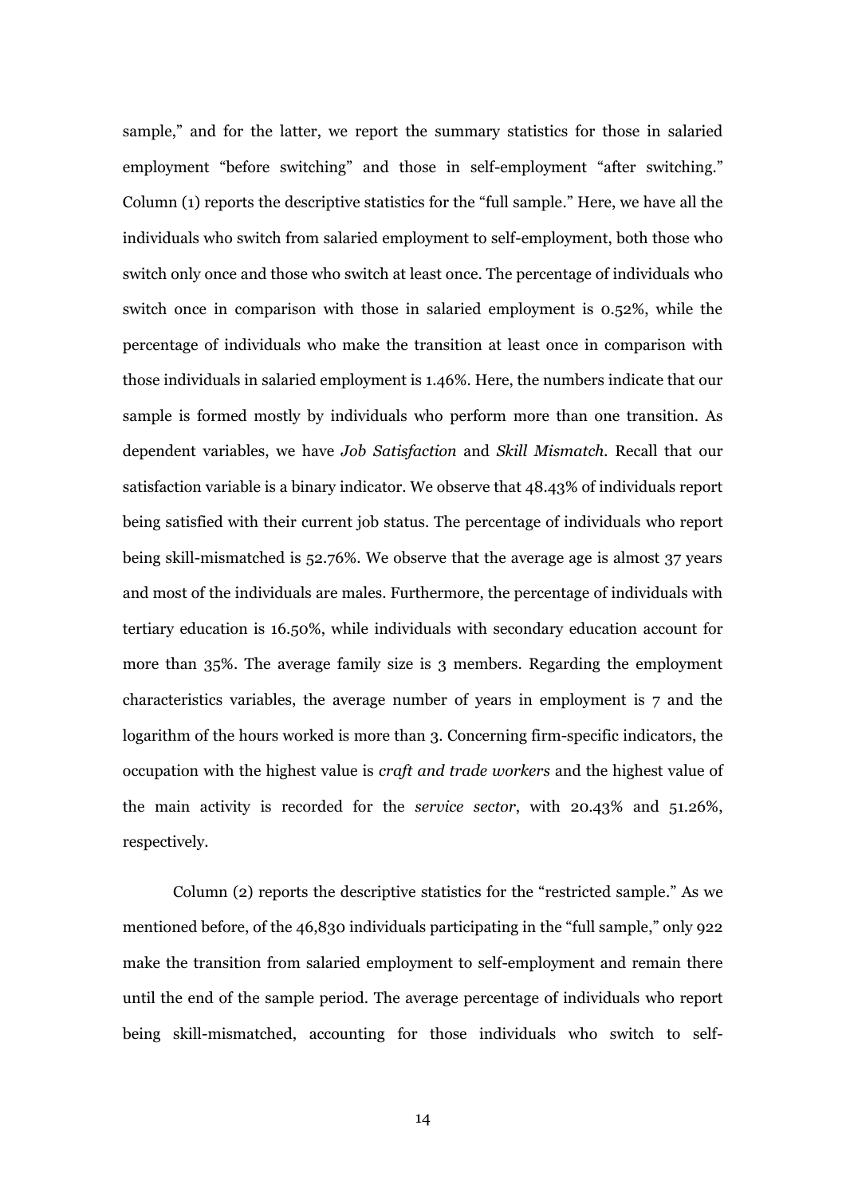sample," and for the latter, we report the summary statistics for those in salaried employment "before switching" and those in self-employment "after switching." Column (1) reports the descriptive statistics for the "full sample." Here, we have all the individuals who switch from salaried employment to self-employment, both those who switch only once and those who switch at least once. The percentage of individuals who switch once in comparison with those in salaried employment is 0.52%, while the percentage of individuals who make the transition at least once in comparison with those individuals in salaried employment is 1.46%. Here, the numbers indicate that our sample is formed mostly by individuals who perform more than one transition. As dependent variables, we have *Job Satisfaction* and *Skill Mismatch.* Recall that our satisfaction variable is a binary indicator. We observe that 48.43% of individuals report being satisfied with their current job status. The percentage of individuals who report being skill-mismatched is 52.76%. We observe that the average age is almost 37 years and most of the individuals are males. Furthermore, the percentage of individuals with tertiary education is 16.50%, while individuals with secondary education account for more than 35%. The average family size is 3 members. Regarding the employment characteristics variables, the average number of years in employment is 7 and the logarithm of the hours worked is more than 3. Concerning firm-specific indicators, the occupation with the highest value is *craft and trade workers* and the highest value of the main activity is recorded for the *service sector*, with 20.43% and 51.26%, respectively.

Column (2) reports the descriptive statistics for the "restricted sample." As we mentioned before, of the 46,830 individuals participating in the "full sample," only 922 make the transition from salaried employment to self-employment and remain there until the end of the sample period. The average percentage of individuals who report being skill-mismatched, accounting for those individuals who switch to self-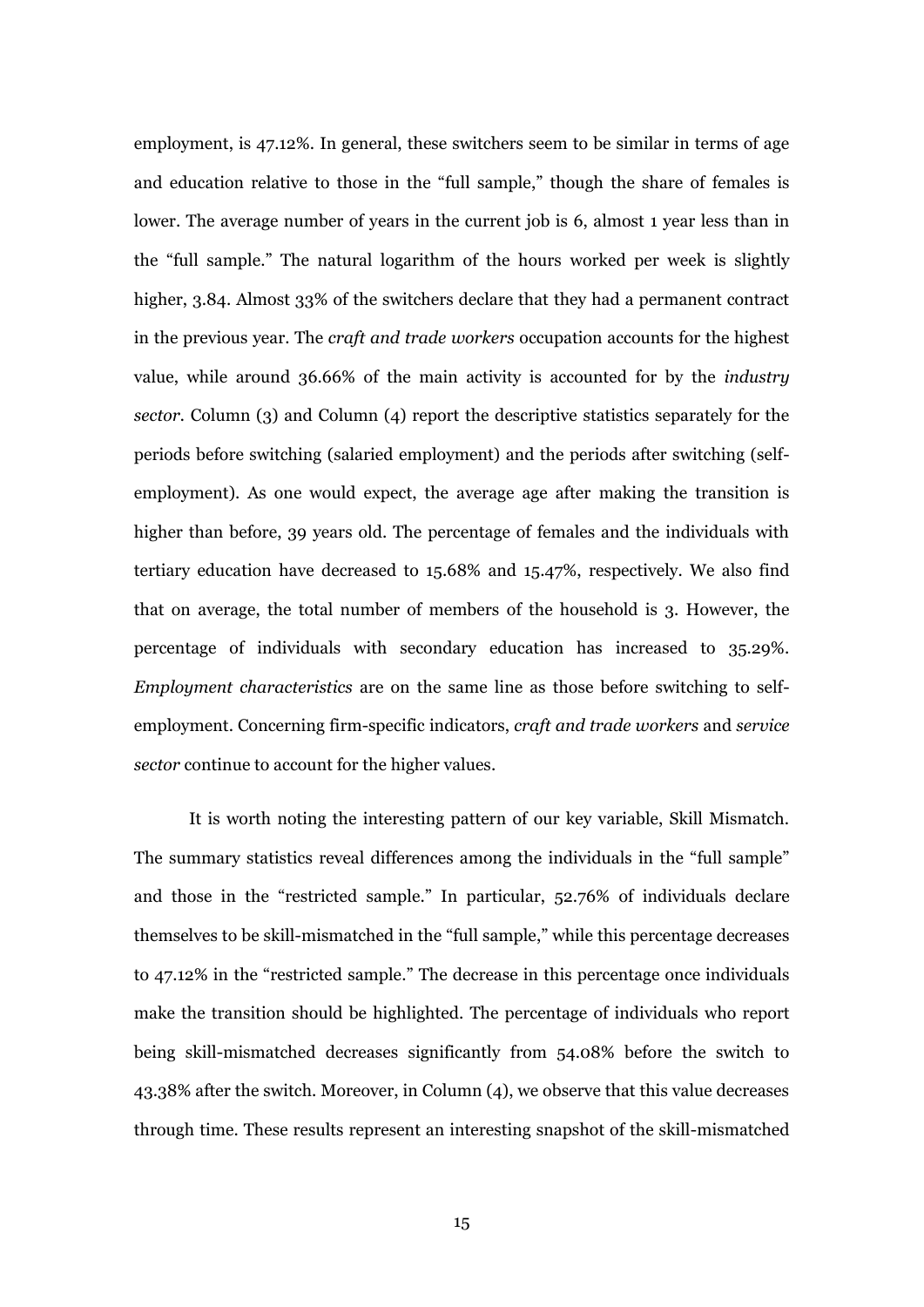employment, is 47.12%. In general, these switchers seem to be similar in terms of age and education relative to those in the "full sample," though the share of females is lower. The average number of years in the current job is 6, almost 1 year less than in the "full sample." The natural logarithm of the hours worked per week is slightly higher, 3.84. Almost 33% of the switchers declare that they had a permanent contract in the previous year. The *craft and trade workers* occupation accounts for the highest value, while around 36.66% of the main activity is accounted for by the *industry sector*. Column (3) and Column (4) report the descriptive statistics separately for the periods before switching (salaried employment) and the periods after switching (self-employment). As one would expect, the average age after making the transition is higher than before, 39 years old. The percentage of females and the individuals with tertiary education have decreased to 15.68% and 15.47%, respectively. We also find that on average, the total number of members of the household is 3. However, the percentage of individuals with secondary education has increased to 35.29%. *Employment characteristics* are on the same line as those before switching to self-employment. Concerning firm-specific indicators, *craft and trade workers* and *service sector* continue to account for the higher values.

It is worth noting the interesting pattern of our key variable, Skill Mismatch. The summary statistics reveal differences among the individuals in the "full sample" and those in the "restricted sample." In particular, 52.76% of individuals declare themselves to be skill-mismatched in the "full sample," while this percentage decreases to 47.12% in the "restricted sample." The decrease in this percentage once individuals make the transition should be highlighted. The percentage of individuals who report being skill-mismatched decreases significantly from 54.08% before the switch to 43.38% after the switch. Moreover, in Column (4), we observe that this value decreases through time. These results represent an interesting snapshot of the skill-mismatched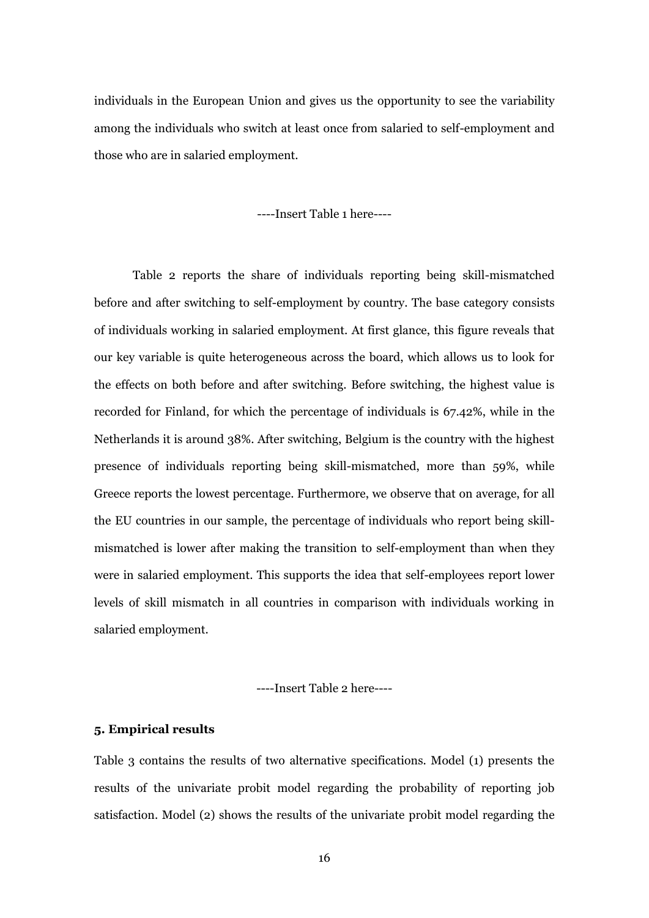individuals in the European Union and gives us the opportunity to see the variability among the individuals who switch at least once from salaried to self-employment and those who are in salaried employment.

----Insert Table 1 here----

Table 2 reports the share of individuals reporting being skill-mismatched before and after switching to self-employment by country. The base category consists of individuals working in salaried employment. At first glance, this figure reveals that our key variable is quite heterogeneous across the board, which allows us to look for the effects on both before and after switching. Before switching, the highest value is recorded for Finland, for which the percentage of individuals is 67.42%, while in the Netherlands it is around 38%. After switching, Belgium is the country with the highest presence of individuals reporting being skill-mismatched, more than 59%, while Greece reports the lowest percentage. Furthermore, we observe that on average, for all the EU countries in our sample, the percentage of individuals who report being skill-mismatched is lower after making the transition to self-employment than when they were in salaried employment. This supports the idea that self-employees report lower levels of skill mismatch in all countries in comparison with individuals working in salaried employment.

----Insert Table 2 here----

### 5. Empirical results

Table 3 contains the results of two alternative specifications. Model (1) presents the results of the univariate probit model regarding the probability of reporting job satisfaction. Model (2) shows the results of the univariate probit model regarding the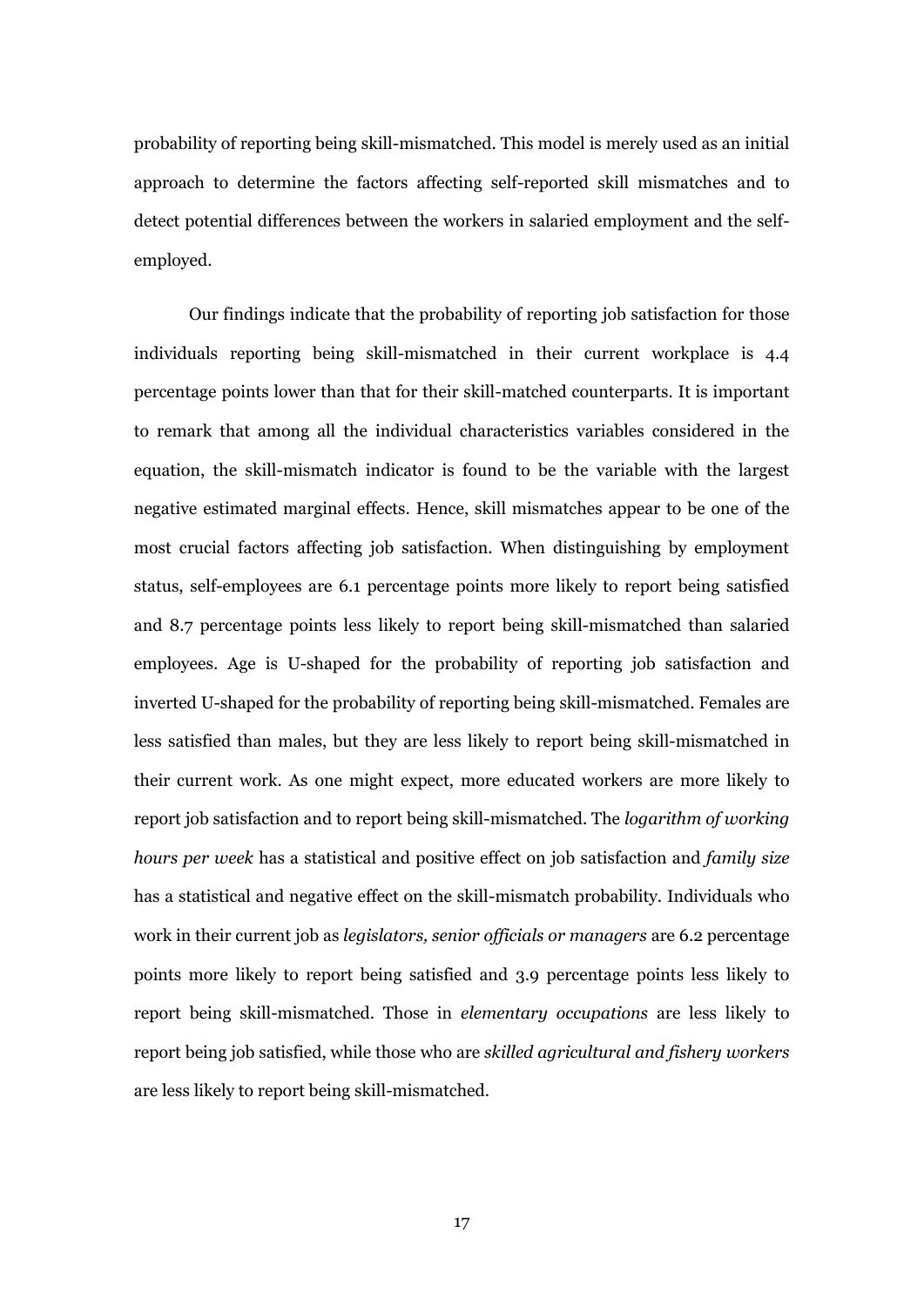probability of reporting being skill-mismatched. This model is merely used as an initial approach to determine the factors affecting self-reported skill mismatches and to detect potential differences between the workers in salaried employment and the self-employed.

Our findings indicate that the probability of reporting job satisfaction for those individuals reporting being skill-mismatched in their current workplace is 4.4 percentage points lower than that for their skill-matched counterparts. It is important to remark that among all the individual characteristics variables considered in the equation, the skill-mismatch indicator is found to be the variable with the largest negative estimated marginal effects. Hence, skill mismatches appear to be one of the most crucial factors affecting job satisfaction. When distinguishing by employment status, self-employees are 6.1 percentage points more likely to report being satisfied and 8.7 percentage points less likely to report being skill-mismatched than salaried employees. Age is U-shaped for the probability of reporting job satisfaction and inverted U-shaped for the probability of reporting being skill-mismatched. Females are less satisfied than males, but they are less likely to report being skill-mismatched in their current work. As one might expect, more educated workers are more likely to report job satisfaction and to report being skill-mismatched. The *logarithm of working hours per week* has a statistical and positive effect on job satisfaction and *family size* has a statistical and negative effect on the skill-mismatch probability. Individuals who work in their current job as *legislators, senior officials or managers* are 6.2 percentage points more likely to report being satisfied and 3.9 percentage points less likely to report being skill-mismatched. Those in *elementary occupations* are less likely to report being job satisfied, while those who are *skilled agricultural and fishery workers* are less likely to report being skill-mismatched.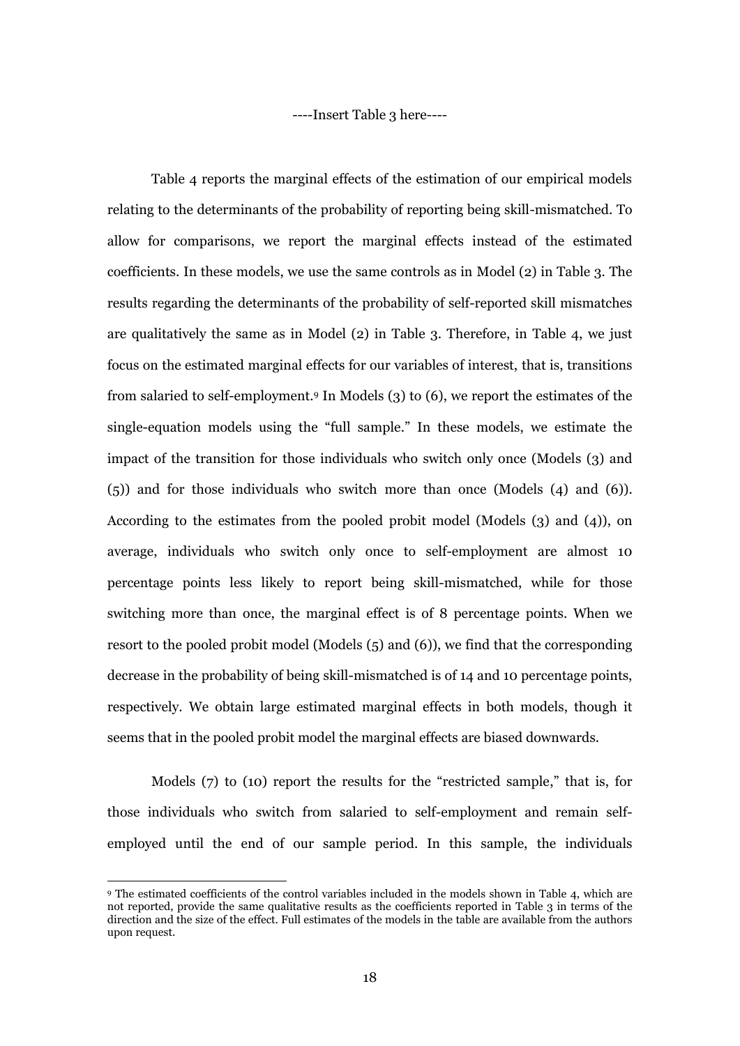----Insert Table 3 here----

Table 4 reports the marginal effects of the estimation of our empirical models relating to the determinants of the probability of reporting being skill-mismatched. To allow for comparisons, we report the marginal effects instead of the estimated coefficients. In these models, we use the same controls as in Model (2) in Table 3. The results regarding the determinants of the probability of self-reported skill mismatches are qualitatively the same as in Model (2) in Table 3. Therefore, in Table 4, we just focus on the estimated marginal effects for our variables of interest, that is, transitions from salaried to self-employment.[9] In Models (3) to (6), we report the estimates of the single-equation models using the "full sample." In these models, we estimate the impact of the transition for those individuals who switch only once (Models (3) and (5)) and for those individuals who switch more than once (Models (4) and (6)). According to the estimates from the pooled probit model (Models (3) and (4)), on average, individuals who switch only once to self-employment are almost 10 percentage points less likely to report being skill-mismatched, while for those switching more than once, the marginal effect is of 8 percentage points. When we resort to the pooled probit model (Models (5) and (6)), we find that the corresponding decrease in the probability of being skill-mismatched is of 14 and 10 percentage points, respectively. We obtain large estimated marginal effects in both models, though it seems that in the pooled probit model the marginal effects are biased downwards.

Models (7) to (10) report the results for the "restricted sample," that is, for those individuals who switch from salaried to self-employment and remain self-employed until the end of our sample period. In this sample, the individuals

[9] The estimated coefficients of the control variables included in the models shown in Table 4, which are not reported, provide the same qualitative results as the coefficients reported in Table 3 in terms of the direction and the size of the effect. Full estimates of the models in the table are available from the authors upon request.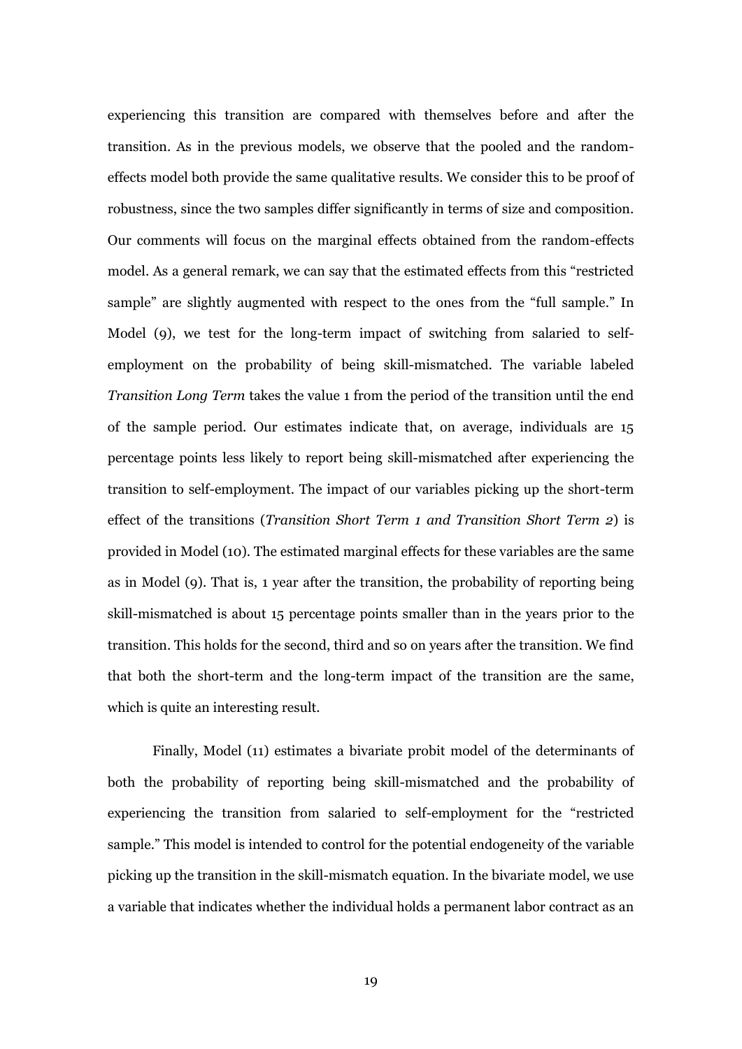experiencing this transition are compared with themselves before and after the transition. As in the previous models, we observe that the pooled and the random-effects model both provide the same qualitative results. We consider this to be proof of robustness, since the two samples differ significantly in terms of size and composition. Our comments will focus on the marginal effects obtained from the random-effects model. As a general remark, we can say that the estimated effects from this "restricted sample" are slightly augmented with respect to the ones from the "full sample." In Model (9), we test for the long-term impact of switching from salaried to self-employment on the probability of being skill-mismatched. The variable labeled *Transition Long Term* takes the value 1 from the period of the transition until the end of the sample period. Our estimates indicate that, on average, individuals are 15 percentage points less likely to report being skill-mismatched after experiencing the transition to self-employment. The impact of our variables picking up the short-term effect of the transitions (*Transition Short Term 1 and Transition Short Term 2*) is provided in Model (10). The estimated marginal effects for these variables are the same as in Model (9). That is, 1 year after the transition, the probability of reporting being skill-mismatched is about 15 percentage points smaller than in the years prior to the transition. This holds for the second, third and so on years after the transition. We find that both the short-term and the long-term impact of the transition are the same, which is quite an interesting result.

Finally, Model (11) estimates a bivariate probit model of the determinants of both the probability of reporting being skill-mismatched and the probability of experiencing the transition from salaried to self-employment for the "restricted sample." This model is intended to control for the potential endogeneity of the variable picking up the transition in the skill-mismatch equation. In the bivariate model, we use a variable that indicates whether the individual holds a permanent labor contract as an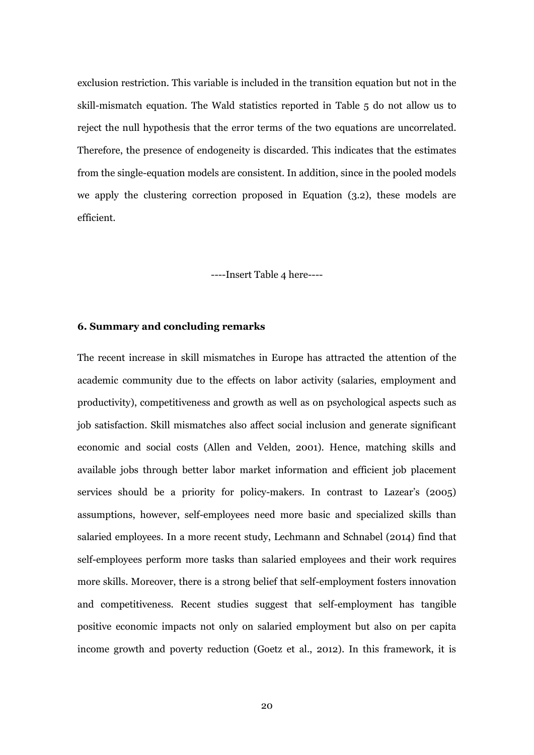exclusion restriction. This variable is included in the transition equation but not in the skill-mismatch equation. The Wald statistics reported in Table 5 do not allow us to reject the null hypothesis that the error terms of the two equations are uncorrelated. Therefore, the presence of endogeneity is discarded. This indicates that the estimates from the single-equation models are consistent. In addition, since in the pooled models we apply the clustering correction proposed in Equation (3.2), these models are efficient.

----Insert Table 4 here----

## 6. Summary and concluding remarks

The recent increase in skill mismatches in Europe has attracted the attention of the academic community due to the effects on labor activity (salaries, employment and productivity), competitiveness and growth as well as on psychological aspects such as job satisfaction. Skill mismatches also affect social inclusion and generate significant economic and social costs (Allen and Velden, 2001). Hence, matching skills and available jobs through better labor market information and efficient job placement services should be a priority for policy-makers. In contrast to Lazear's (2005) assumptions, however, self-employees need more basic and specialized skills than salaried employees. In a more recent study, Lechmann and Schnabel (2014) find that self-employees perform more tasks than salaried employees and their work requires more skills. Moreover, there is a strong belief that self-employment fosters innovation and competitiveness. Recent studies suggest that self-employment has tangible positive economic impacts not only on salaried employment but also on per capita income growth and poverty reduction (Goetz et al., 2012). In this framework, it is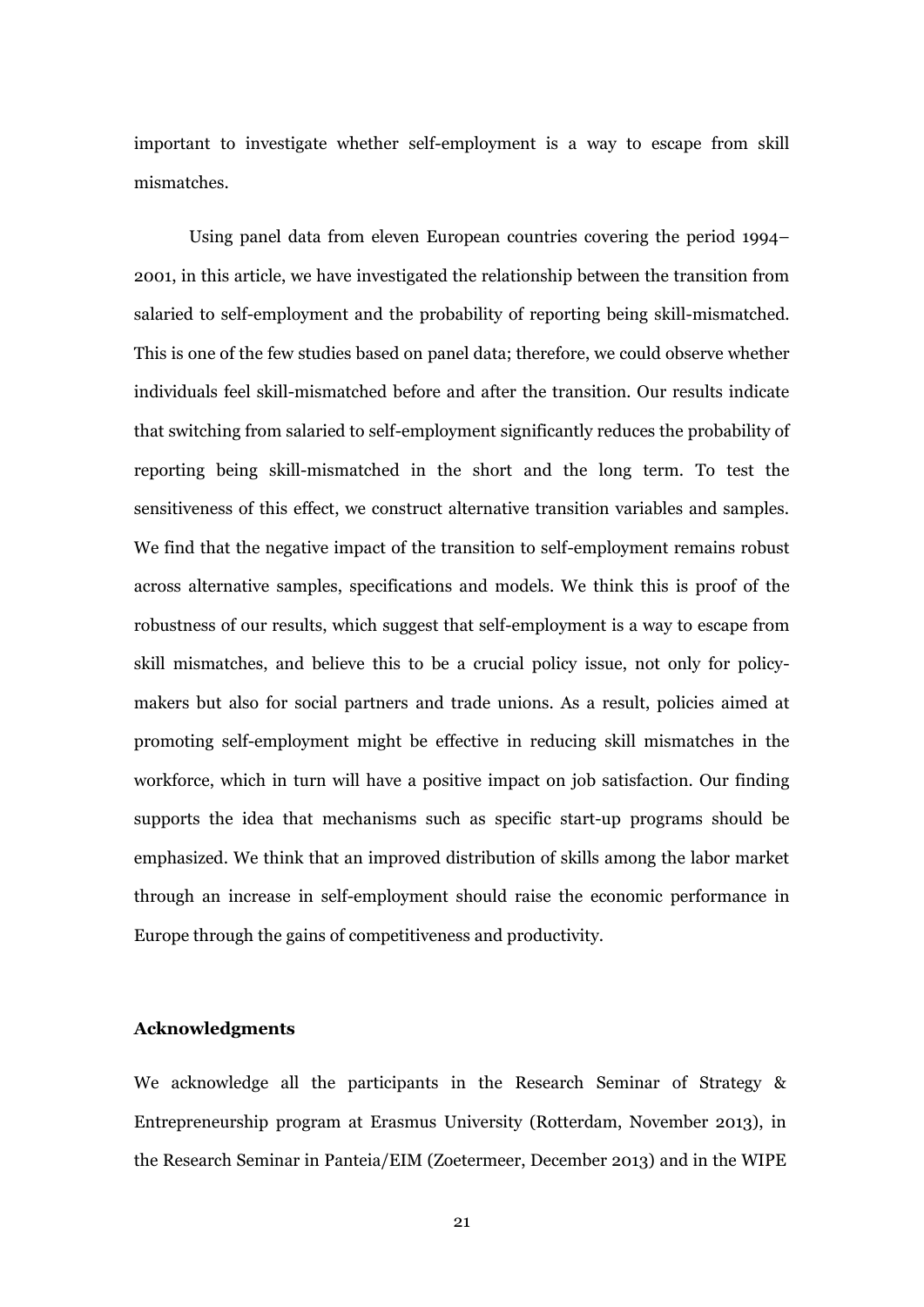important to investigate whether self-employment is a way to escape from skill mismatches.

Using panel data from eleven European countries covering the period 1994–2001, in this article, we have investigated the relationship between the transition from salaried to self-employment and the probability of reporting being skill-mismatched. This is one of the few studies based on panel data; therefore, we could observe whether individuals feel skill-mismatched before and after the transition. Our results indicate that switching from salaried to self-employment significantly reduces the probability of reporting being skill-mismatched in the short and the long term. To test the sensitiveness of this effect, we construct alternative transition variables and samples. We find that the negative impact of the transition to self-employment remains robust across alternative samples, specifications and models. We think this is proof of the robustness of our results, which suggest that self-employment is a way to escape from skill mismatches, and believe this to be a crucial policy issue, not only for policy-makers but also for social partners and trade unions. As a result, policies aimed at promoting self-employment might be effective in reducing skill mismatches in the workforce, which in turn will have a positive impact on job satisfaction. Our finding supports the idea that mechanisms such as specific start-up programs should be emphasized. We think that an improved distribution of skills among the labor market through an increase in self-employment should raise the economic performance in Europe through the gains of competitiveness and productivity.

### Acknowledgments

We acknowledge all the participants in the Research Seminar of Strategy & Entrepreneurship program at Erasmus University (Rotterdam, November 2013), in the Research Seminar in Panteia/EIM (Zoetermeer, December 2013) and in the WIPE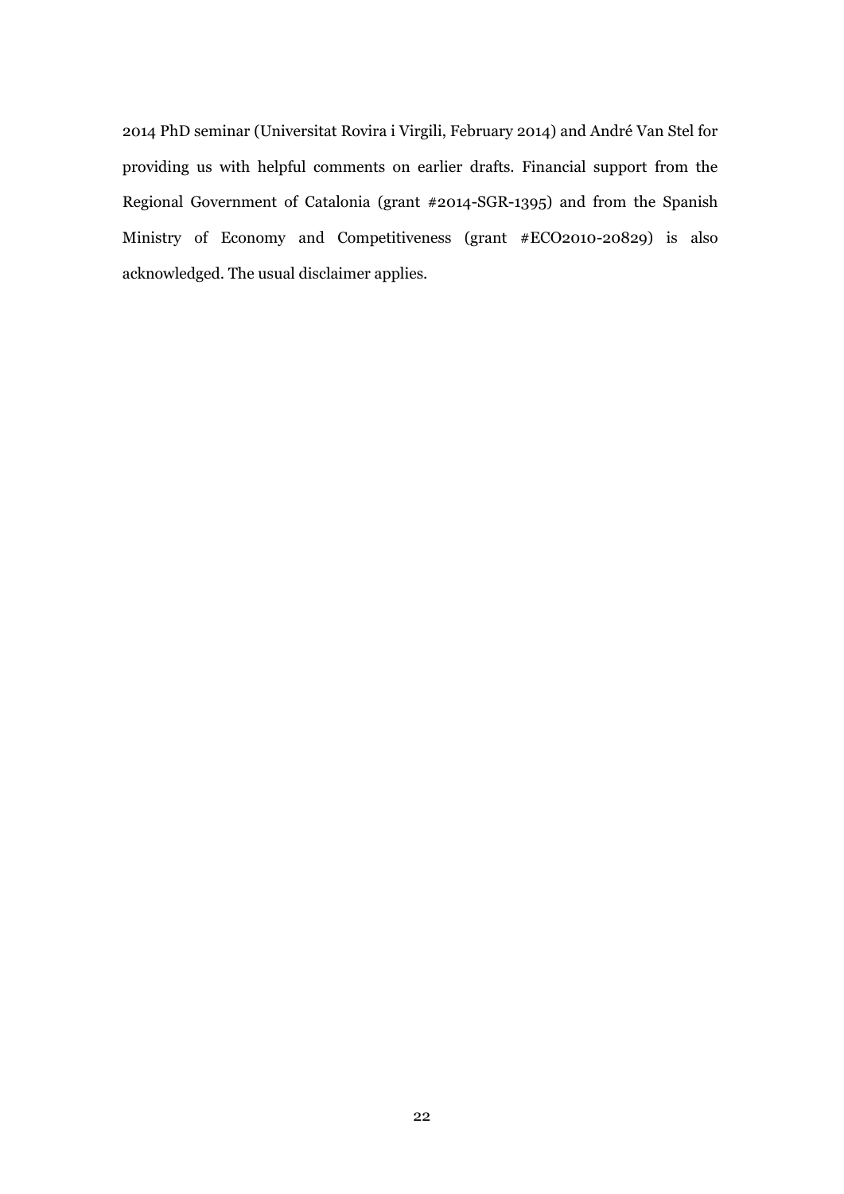2014 PhD seminar (Universitat Rovira i Virgili, February 2014) and André Van Stel for providing us with helpful comments on earlier drafts. Financial support from the Regional Government of Catalonia (grant #2014-SGR-1395) and from the Spanish Ministry of Economy and Competitiveness (grant #ECO2010-20829) is also acknowledged. The usual disclaimer applies.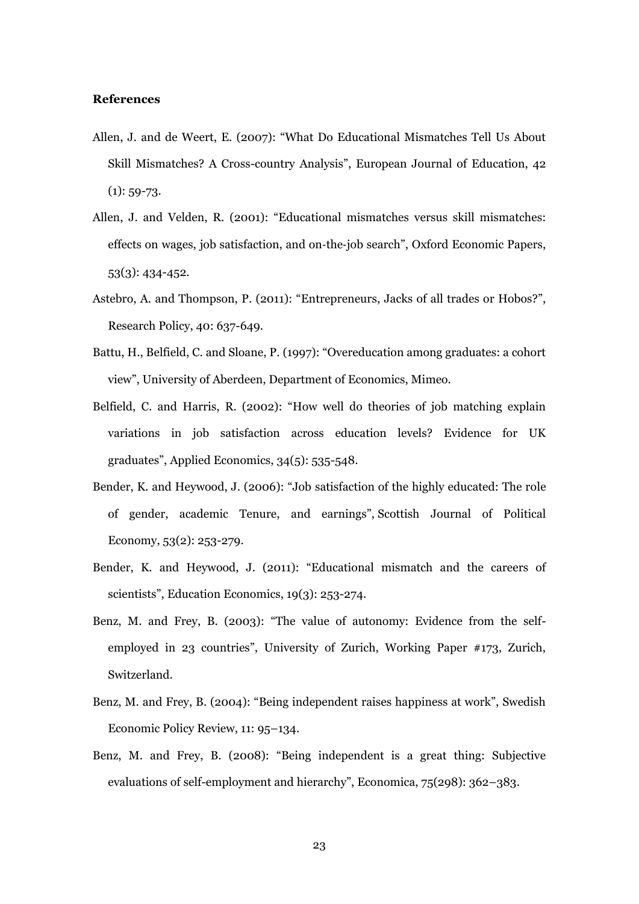**References**

Allen, J. and de Weert, E. (2007): “What Do Educational Mismatches Tell Us About Skill Mismatches? A Cross-country Analysis”, European Journal of Education, 42 (1): 59-73.

Allen, J. and Velden, R. (2001): “Educational mismatches versus skill mismatches: effects on wages, job satisfaction, and on-the-job search”, Oxford Economic Papers, 53(3): 434-452.

Astebro, A. and Thompson, P. (2011): “Entrepreneurs, Jacks of all trades or Hobos?”, Research Policy, 40: 637-649.

Battu, H., Belfield, C. and Sloane, P. (1997): “Overeducation among graduates: a cohort view”, University of Aberdeen, Department of Economics, Mimeo.

Belfield, C. and Harris, R. (2002): “How well do theories of job matching explain variations in job satisfaction across education levels? Evidence for UK graduates”, Applied Economics, 34(5): 535-548.

Bender, K. and Heywood, J. (2006): “Job satisfaction of the highly educated: The role of gender, academic Tenure, and earnings”, Scottish Journal of Political Economy, 53(2): 253-279.

Bender, K. and Heywood, J. (2011): “Educational mismatch and the careers of scientists”, Education Economics, 19(3): 253-274.

Benz, M. and Frey, B. (2003): “The value of autonomy: Evidence from the self-employed in 23 countries”, University of Zurich, Working Paper #173, Zurich, Switzerland.

Benz, M. and Frey, B. (2004): “Being independent raises happiness at work”, Swedish Economic Policy Review, 11: 95–134.

Benz, M. and Frey, B. (2008): “Being independent is a great thing: Subjective evaluations of self-employment and hierarchy”, Economica, 75(298): 362–383.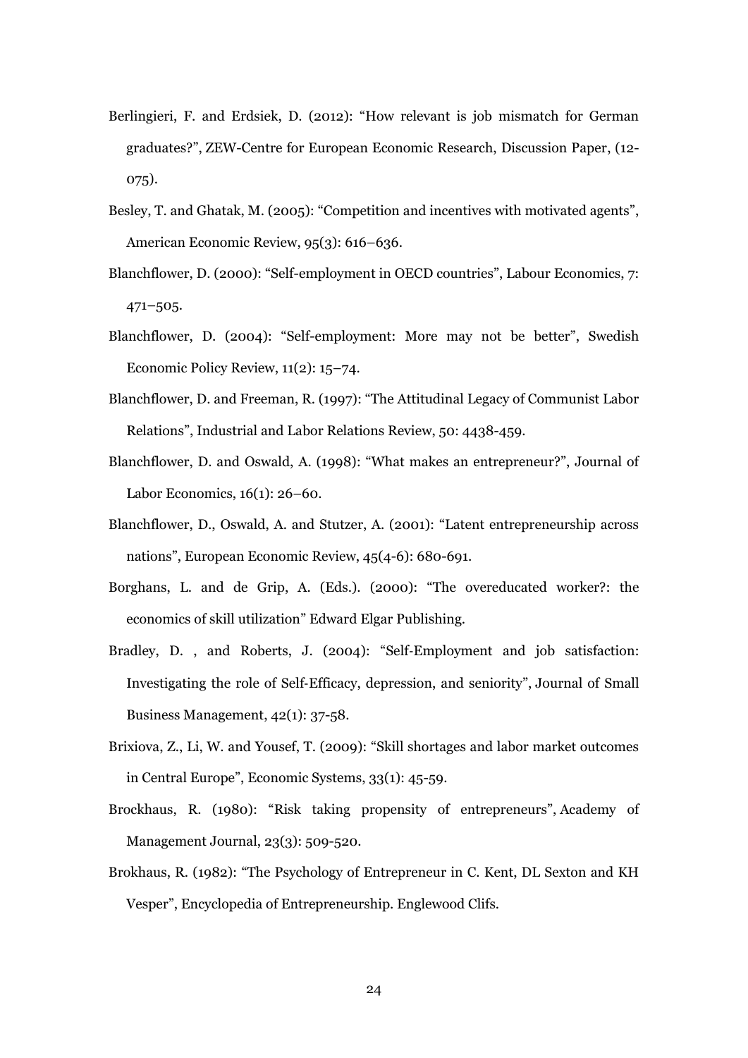Berlingieri, F. and Erdsiek, D. (2012): "How relevant is job mismatch for German graduates?", ZEW-Centre for European Economic Research, Discussion Paper, (12-075).

Besley, T. and Ghatak, M. (2005): "Competition and incentives with motivated agents", American Economic Review, 95(3): 616–636.

Blanchflower, D. (2000): "Self-employment in OECD countries", Labour Economics, 7: 471–505.

Blanchflower, D. (2004): "Self-employment: More may not be better", Swedish Economic Policy Review, 11(2): 15–74.

Blanchflower, D. and Freeman, R. (1997): "The Attitudinal Legacy of Communist Labor Relations", Industrial and Labor Relations Review, 50: 4438-459.

Blanchflower, D. and Oswald, A. (1998): "What makes an entrepreneur?", Journal of Labor Economics, 16(1): 26–60.

Blanchflower, D., Oswald, A. and Stutzer, A. (2001): "Latent entrepreneurship across nations", European Economic Review, 45(4-6): 680-691.

Borghans, L. and de Grip, A. (Eds.). (2000): "The overeducated worker?: the economics of skill utilization" Edward Elgar Publishing.

Bradley, D. , and Roberts, J. (2004): "Self-Employment and job satisfaction: Investigating the role of Self-Efficacy, depression, and seniority", Journal of Small Business Management, 42(1): 37-58.

Brixiova, Z., Li, W. and Yousef, T. (2009): "Skill shortages and labor market outcomes in Central Europe", Economic Systems, 33(1): 45-59.

Brockhaus, R. (1980): "Risk taking propensity of entrepreneurs", Academy of Management Journal, 23(3): 509-520.

Brokhaus, R. (1982): "The Psychology of Entrepreneur in C. Kent, DL Sexton and KH Vesper", Encyclopedia of Entrepreneurship. Englewood Clifs.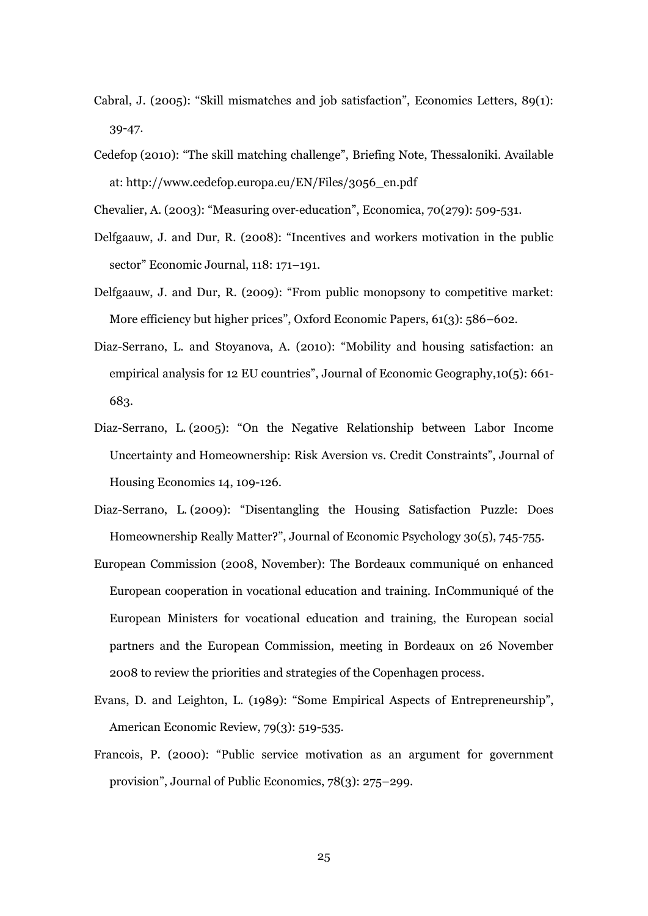Cabral, J. (2005): "Skill mismatches and job satisfaction", Economics Letters, 89(1): 39-47.

Cedefop (2010): "The skill matching challenge", Briefing Note, Thessaloniki. Available at: http://www.cedefop.europa.eu/EN/Files/3056_en.pdf

Chevalier, A. (2003): "Measuring over-education", Economica, 70(279): 509-531.

Delfgaauw, J. and Dur, R. (2008): "Incentives and workers motivation in the public sector" Economic Journal, 118: 171–191.

Delfgaauw, J. and Dur, R. (2009): "From public monopsony to competitive market: More efficiency but higher prices", Oxford Economic Papers, 61(3): 586–602.

Diaz-Serrano, L. and Stoyanova, A. (2010): "Mobility and housing satisfaction: an empirical analysis for 12 EU countries", Journal of Economic Geography,10(5): 661-683.

Diaz-Serrano, L. (2005): "On the Negative Relationship between Labor Income Uncertainty and Homeownership: Risk Aversion vs. Credit Constraints", Journal of Housing Economics 14, 109-126.

Diaz-Serrano, L. (2009): "Disentangling the Housing Satisfaction Puzzle: Does Homeownership Really Matter?", Journal of Economic Psychology 30(5), 745-755.

European Commission (2008, November): The Bordeaux communiqué on enhanced European cooperation in vocational education and training. InCommuniqué of the European Ministers for vocational education and training, the European social partners and the European Commission, meeting in Bordeaux on 26 November 2008 to review the priorities and strategies of the Copenhagen process.

Evans, D. and Leighton, L. (1989): "Some Empirical Aspects of Entrepreneurship", American Economic Review, 79(3): 519-535.

Francois, P. (2000): "Public service motivation as an argument for government provision", Journal of Public Economics, 78(3): 275–299.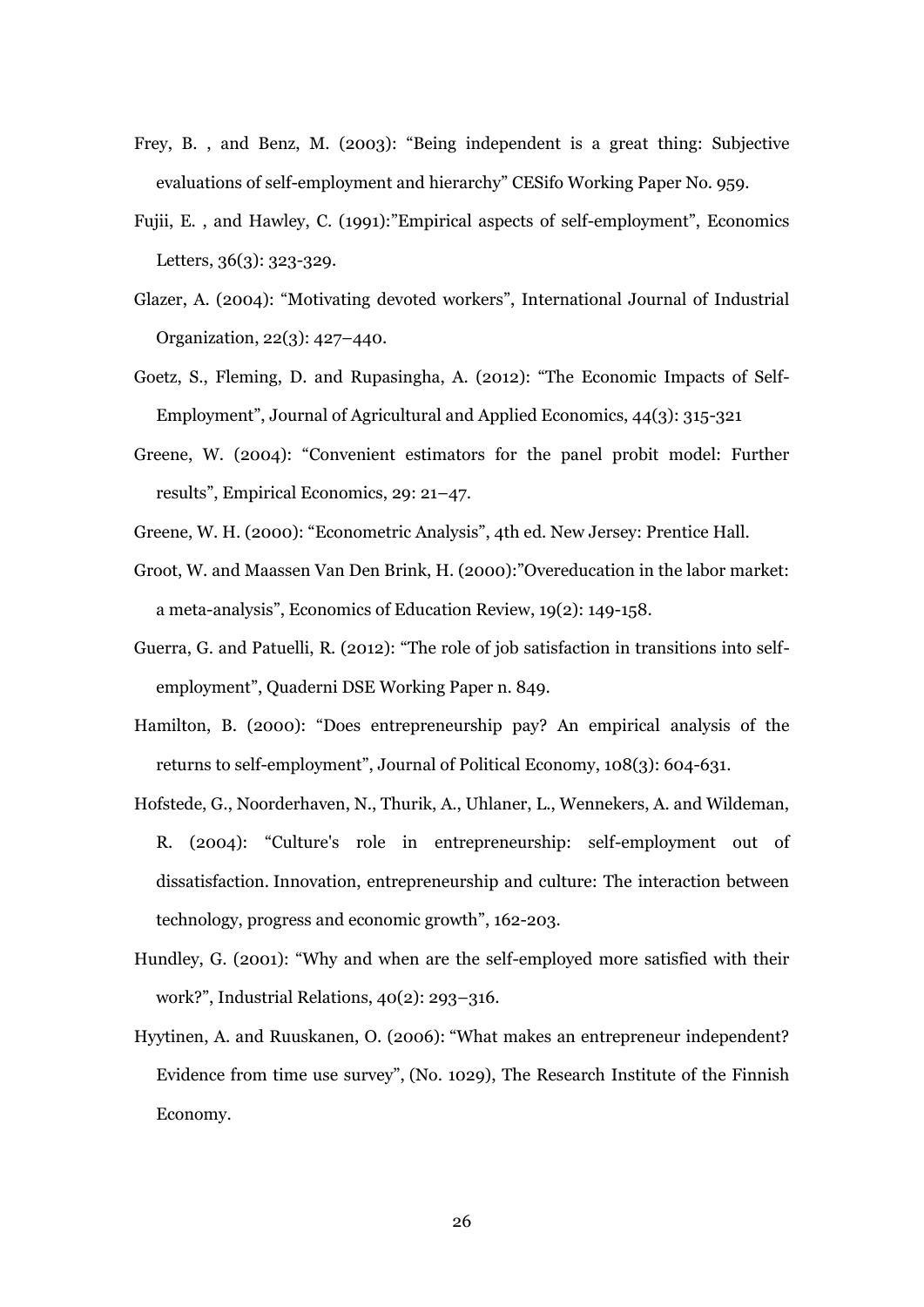Frey, B. , and Benz, M. (2003): "Being independent is a great thing: Subjective evaluations of self-employment and hierarchy" CESifo Working Paper No. 959.

Fujii, E. , and Hawley, C. (1991):"Empirical aspects of self-employment", Economics Letters, 36(3): 323-329.

Glazer, A. (2004): "Motivating devoted workers", International Journal of Industrial Organization, 22(3): 427–440.

Goetz, S., Fleming, D. and Rupasingha, A. (2012): "The Economic Impacts of Self-Employment", Journal of Agricultural and Applied Economics, 44(3): 315-321

Greene, W. (2004): "Convenient estimators for the panel probit model: Further results", Empirical Economics, 29: 21–47.

Greene, W. H. (2000): "Econometric Analysis", 4th ed. New Jersey: Prentice Hall.

Groot, W. and Maassen Van Den Brink, H. (2000):"Overeducation in the labor market: a meta-analysis", Economics of Education Review, 19(2): 149-158.

Guerra, G. and Patuelli, R. (2012): "The role of job satisfaction in transitions into self-employment", Quaderni DSE Working Paper n. 849.

Hamilton, B. (2000): "Does entrepreneurship pay? An empirical analysis of the returns to self-employment", Journal of Political Economy, 108(3): 604-631.

Hofstede, G., Noorderhaven, N., Thurik, A., Uhlaner, L., Wennekers, A. and Wildeman, R. (2004): "Culture's role in entrepreneurship: self-employment out of dissatisfaction. Innovation, entrepreneurship and culture: The interaction between technology, progress and economic growth", 162-203.

Hundley, G. (2001): "Why and when are the self-employed more satisfied with their work?", Industrial Relations, 40(2): 293–316.

Hyytinen, A. and Ruuskanen, O. (2006): "What makes an entrepreneur independent? Evidence from time use survey", (No. 1029), The Research Institute of the Finnish Economy.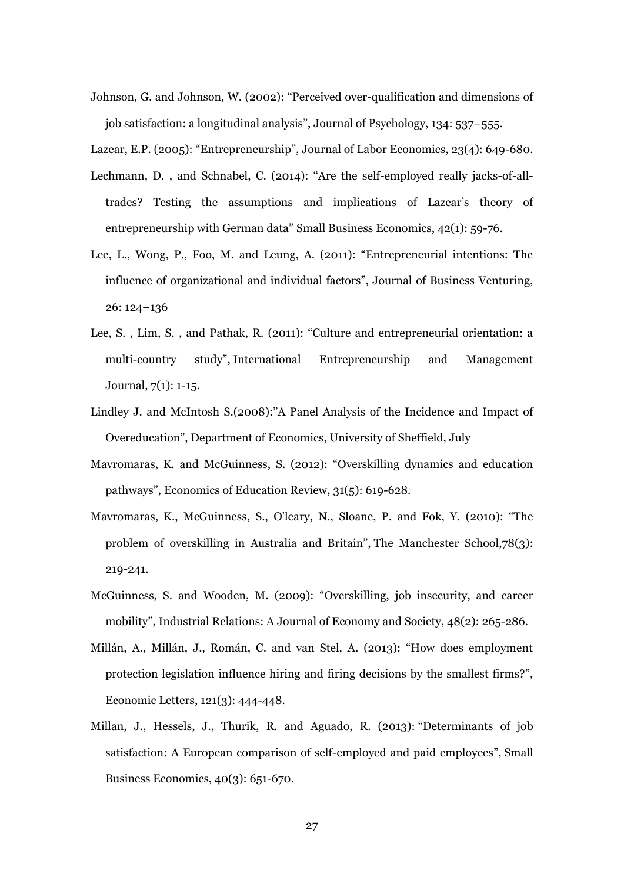Johnson, G. and Johnson, W. (2002): "Perceived over-qualification and dimensions of job satisfaction: a longitudinal analysis", Journal of Psychology, 134: 537–555.

Lazear, E.P. (2005): "Entrepreneurship", Journal of Labor Economics, 23(4): 649-680.

Lechmann, D. , and Schnabel, C. (2014): "Are the self-employed really jacks-of-all-trades? Testing the assumptions and implications of Lazear's theory of entrepreneurship with German data" Small Business Economics, 42(1): 59-76.

Lee, L., Wong, P., Foo, M. and Leung, A. (2011): "Entrepreneurial intentions: The influence of organizational and individual factors", Journal of Business Venturing, 26: 124–136

Lee, S. , Lim, S. , and Pathak, R. (2011): "Culture and entrepreneurial orientation: a multi-country study", International Entrepreneurship and Management Journal, 7(1): 1-15.

Lindley J. and McIntosh S.(2008):"A Panel Analysis of the Incidence and Impact of Overeducation", Department of Economics, University of Sheffield, July

Mavromaras, K. and McGuinness, S. (2012): "Overskilling dynamics and education pathways", Economics of Education Review, 31(5): 619-628.

Mavromaras, K., McGuinness, S., O'leary, N., Sloane, P. and Fok, Y. (2010): "The problem of overskilling in Australia and Britain", The Manchester School,78(3): 219-241.

McGuinness, S. and Wooden, M. (2009): "Overskilling, job insecurity, and career mobility", Industrial Relations: A Journal of Economy and Society, 48(2): 265-286.

Millán, A., Millán, J., Román, C. and van Stel, A. (2013): "How does employment protection legislation influence hiring and firing decisions by the smallest firms?", Economic Letters, 121(3): 444-448.

Millan, J., Hessels, J., Thurik, R. and Aguado, R. (2013): "Determinants of job satisfaction: A European comparison of self-employed and paid employees", Small Business Economics, 40(3): 651-670.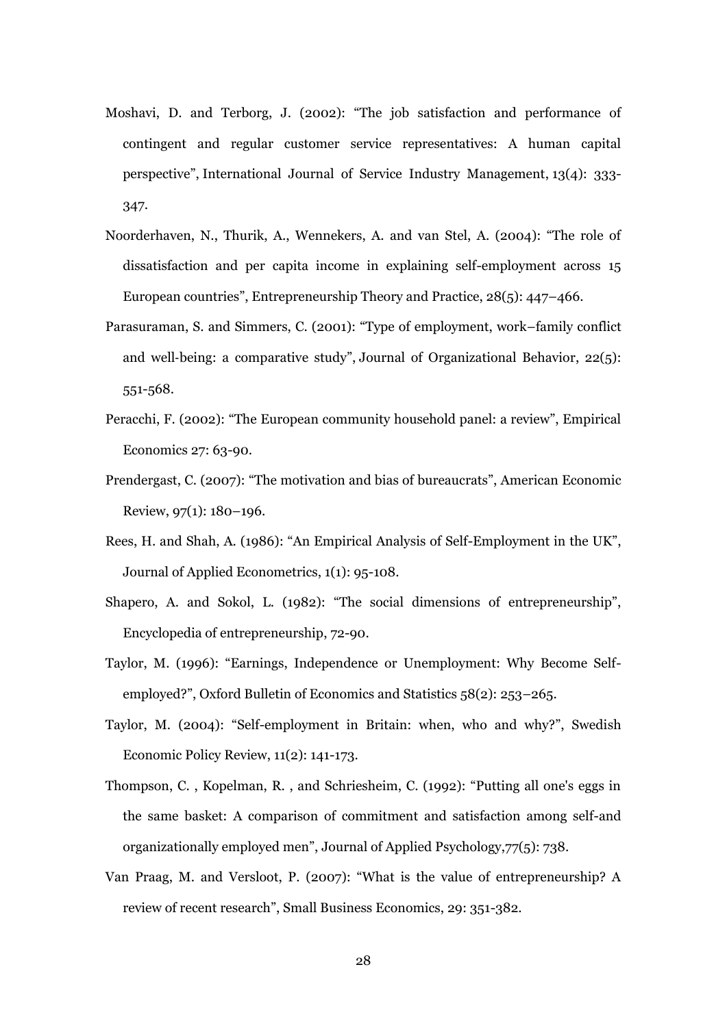Moshavi, D. and Terborg, J. (2002): "The job satisfaction and performance of contingent and regular customer service representatives: A human capital perspective", International Journal of Service Industry Management, 13(4): 333-347.

Noorderhaven, N., Thurik, A., Wennekers, A. and van Stel, A. (2004): "The role of dissatisfaction and per capita income in explaining self-employment across 15 European countries", Entrepreneurship Theory and Practice, 28(5): 447–466.

Parasuraman, S. and Simmers, C. (2001): "Type of employment, work–family conflict and well-being: a comparative study", Journal of Organizational Behavior, 22(5): 551-568.

Peracchi, F. (2002): "The European community household panel: a review", Empirical Economics 27: 63-90.

Prendergast, C. (2007): "The motivation and bias of bureaucrats", American Economic Review, 97(1): 180–196.

Rees, H. and Shah, A. (1986): "An Empirical Analysis of Self-Employment in the UK", Journal of Applied Econometrics, 1(1): 95-108.

Shapero, A. and Sokol, L. (1982): "The social dimensions of entrepreneurship", Encyclopedia of entrepreneurship, 72-90.

Taylor, M. (1996): "Earnings, Independence or Unemployment: Why Become Self-employed?", Oxford Bulletin of Economics and Statistics 58(2): 253–265.

Taylor, M. (2004): "Self-employment in Britain: when, who and why?", Swedish Economic Policy Review, 11(2): 141-173.

Thompson, C. , Kopelman, R. , and Schriesheim, C. (1992): "Putting all one's eggs in the same basket: A comparison of commitment and satisfaction among self-and organizationally employed men", Journal of Applied Psychology,77(5): 738.

Van Praag, M. and Versloot, P. (2007): "What is the value of entrepreneurship? A review of recent research", Small Business Economics, 29: 351-382.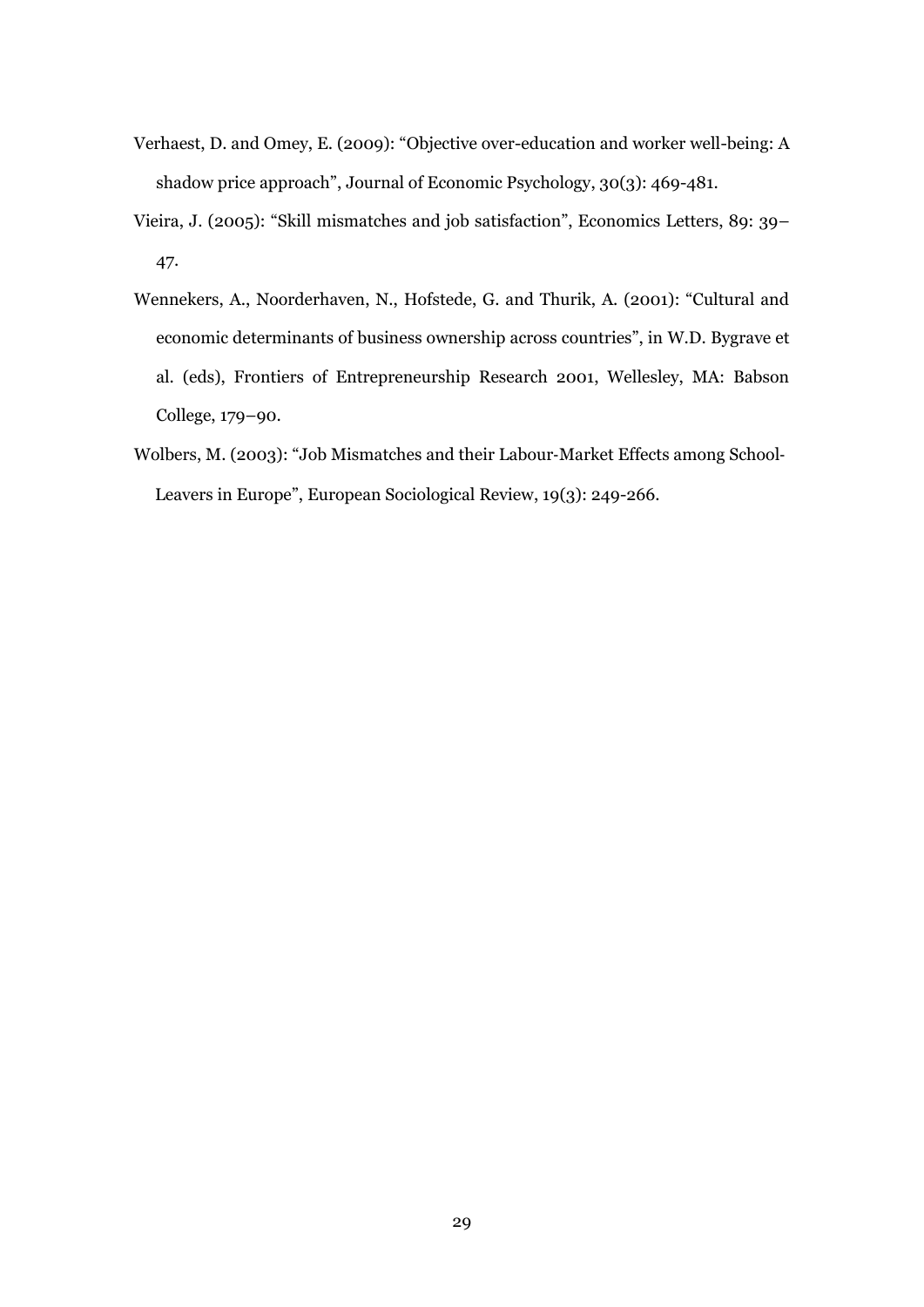Verhaest, D. and Omey, E. (2009): "Objective over-education and worker well-being: A shadow price approach", Journal of Economic Psychology, 30(3): 469-481.

Vieira, J. (2005): "Skill mismatches and job satisfaction", Economics Letters, 89: 39–47.

Wennekers, A., Noorderhaven, N., Hofstede, G. and Thurik, A. (2001): "Cultural and economic determinants of business ownership across countries", in W.D. Bygrave et al. (eds), Frontiers of Entrepreneurship Research 2001, Wellesley, MA: Babson College, 179–90.

Wolbers, M. (2003): "Job Mismatches and their Labour-Market Effects among School-Leavers in Europe", European Sociological Review, 19(3): 249-266.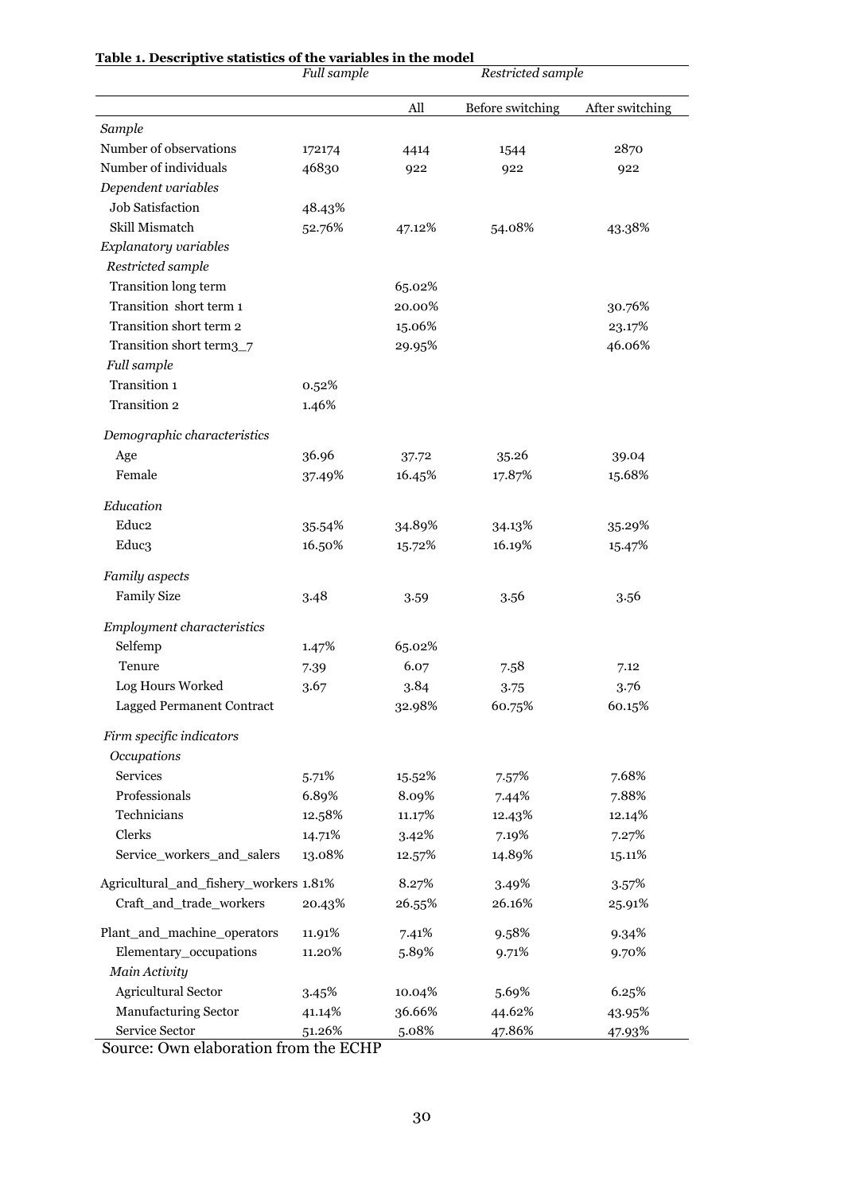**Table 1. Descriptive statistics of the variables in the model**

| | *Full sample* | *Restricted sample* | | |
|---|---|---|---|---|
| | | All | Before switching | After switching |
| *Sample* | | | | |
| Number of observations | 172174 | 4414 | 1544 | 2870 |
| Number of individuals | 46830 | 922 | 922 | 922 |
| *Dependent variables* | | | | |
| Job Satisfaction | 48.43% | | | |
| Skill Mismatch | 52.76% | 47.12% | 54.08% | 43.38% |
| *Explanatory variables* | | | | |
| *Restricted sample* | | | | |
| Transition long term | | 65.02% | | |
| Transition short term 1 | | 20.00% | | 30.76% |
| Transition short term 2 | | 15.06% | | 23.17% |
| Transition short term3_7 | | 29.95% | | 46.06% |
| *Full sample* | | | | |
| Transition 1 | 0.52% | | | |
| Transition 2 | 1.46% | | | |
| *Demographic characteristics* | | | | |
| Age | 36.96 | 37.72 | 35.26 | 39.04 |
| Female | 37.49% | 16.45% | 17.87% | 15.68% |
| *Education* | | | | |
| Educ2 | 35.54% | 34.89% | 34.13% | 35.29% |
| Educ3 | 16.50% | 15.72% | 16.19% | 15.47% |
| *Family aspects* | | | | |
| Family Size | 3.48 | 3.59 | 3.56 | 3.56 |
| *Employment characteristics* | | | | |
| Selfemp | 1.47% | 65.02% | | |
| Tenure | 7.39 | 6.07 | 7.58 | 7.12 |
| Log Hours Worked | 3.67 | 3.84 | 3.75 | 3.76 |
| Lagged Permanent Contract | | 32.98% | 60.75% | 60.15% |
| *Firm specific indicators* | | | | |
| *Occupations* | | | | |
| Services | 5.71% | 15.52% | 7.57% | 7.68% |
| Professionals | 6.89% | 8.09% | 7.44% | 7.88% |
| Technicians | 12.58% | 11.17% | 12.43% | 12.14% |
| Clerks | 14.71% | 3.42% | 7.19% | 7.27% |
| Service_workers_and_salers | 13.08% | 12.57% | 14.89% | 15.11% |
| Agricultural_and_fishery_workers | 1.81% | 8.27% | 3.49% | 3.57% |
| Craft_and_trade_workers | 20.43% | 26.55% | 26.16% | 25.91% |
| Plant_and_machine_operators | 11.91% | 7.41% | 9.58% | 9.34% |
| Elementary_occupations | 11.20% | 5.89% | 9.71% | 9.70% |
| *Main Activity* | | | | |
| Agricultural Sector | 3.45% | 10.04% | 5.69% | 6.25% |
| Manufacturing Sector | 41.14% | 36.66% | 44.62% | 43.95% |
| Service Sector | 51.26% | 5.08% | 47.86% | 47.93% |

Source: Own elaboration from the ECHP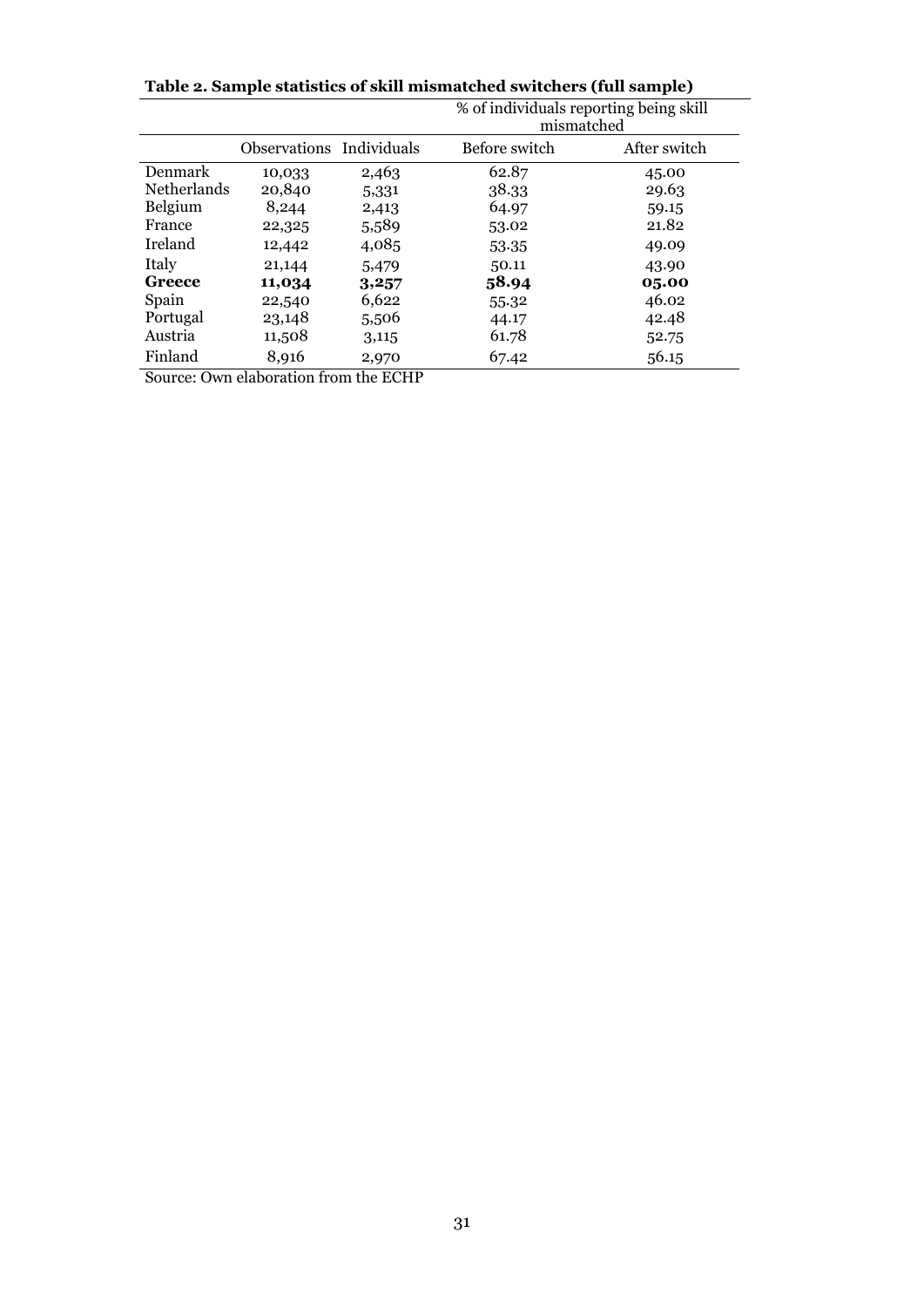**Table 2. Sample statistics of skill mismatched switchers (full sample)**

| | Observations | Individuals | % of individuals reporting being skill mismatched | |
|---|---|---|---|---|
| | | | Before switch | After switch |
| Denmark | 10,033 | 2,463 | 62.87 | 45.00 |
| Netherlands | 20,840 | 5,331 | 38.33 | 29.63 |
| Belgium | 8,244 | 2,413 | 64.97 | 59.15 |
| France | 22,325 | 5,589 | 53.02 | 21.82 |
| Ireland | 12,442 | 4,085 | 53.35 | 49.09 |
| Italy | 21,144 | 5,479 | 50.11 | 43.90 |
| **Greece** | **11,034** | **3,257** | **58.94** | **05.00** |
| Spain | 22,540 | 6,622 | 55.32 | 46.02 |
| Portugal | 23,148 | 5,506 | 44.17 | 42.48 |
| Austria | 11,508 | 3,115 | 61.78 | 52.75 |
| Finland | 8,916 | 2,970 | 67.42 | 56.15 |

Source: Own elaboration from the ECHP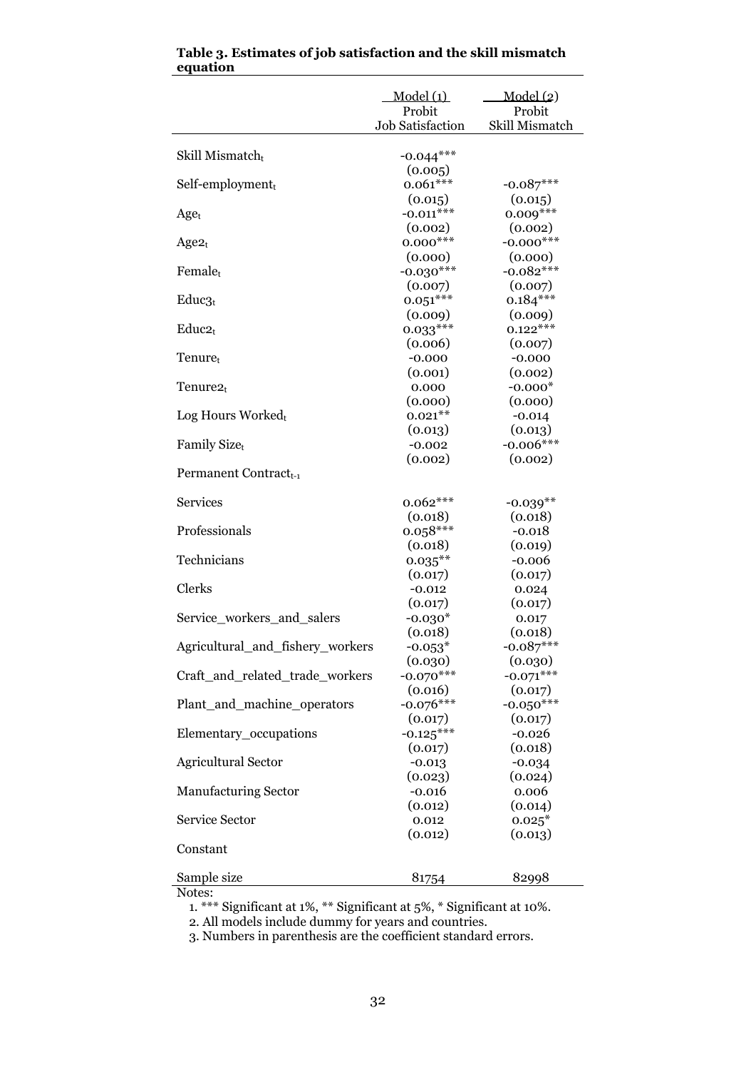**Table 3. Estimates of job satisfaction and the skill mismatch equation**

| | Model (1) Probit Job Satisfaction | Model (2) Probit Skill Mismatch |
|---|---|---|
| Skill Mismatch$_t$ | -0.044*** | |
| | (0.005) | |
| Self-employment$_t$ | 0.061*** | -0.087*** |
| | (0.015) | (0.015) |
| Age$_t$ | -0.011*** | 0.009*** |
| | (0.002) | (0.002) |
| Age2$_t$ | 0.000*** | -0.000*** |
| | (0.000) | (0.000) |
| Female$_t$ | -0.030*** | -0.082*** |
| | (0.007) | (0.007) |
| Educ3$_t$ | 0.051*** | 0.184*** |
| | (0.009) | (0.009) |
| Educ2$_t$ | 0.033*** | 0.122*** |
| | (0.006) | (0.007) |
| Tenure$_t$ | -0.000 | -0.000 |
| | (0.001) | (0.002) |
| Tenure2$_t$ | 0.000 | -0.000* |
| | (0.000) | (0.000) |
| Log Hours Worked$_t$ | 0.021** | -0.014 |
| | (0.013) | (0.013) |
| Family Size$_t$ | -0.002 | -0.006*** |
| | (0.002) | (0.002) |
| Permanent Contract$_{t-1}$ | | |
| Services | 0.062*** | -0.039** |
| | (0.018) | (0.018) |
| Professionals | 0.058*** | -0.018 |
| | (0.018) | (0.019) |
| Technicians | 0.035** | -0.006 |
| | (0.017) | (0.017) |
| Clerks | -0.012 | 0.024 |
| | (0.017) | (0.017) |
| Service_workers_and_salers | -0.030* | 0.017 |
| | (0.018) | (0.018) |
| Agricultural_and_fishery_workers | -0.053* | -0.087*** |
| | (0.030) | (0.030) |
| Craft_and_related_trade_workers | -0.070*** | -0.071*** |
| | (0.016) | (0.017) |
| Plant_and_machine_operators | -0.076*** | -0.050*** |
| | (0.017) | (0.017) |
| Elementary_occupations | -0.125*** | -0.026 |
| | (0.017) | (0.018) |
| Agricultural Sector | -0.013 | -0.034 |
| | (0.023) | (0.024) |
| Manufacturing Sector | -0.016 | 0.006 |
| | (0.012) | (0.014) |
| Service Sector | 0.012 | 0.025* |
| | (0.012) | (0.013) |
| Constant | | |
| Sample size | 81754 | 82998 |

Notes:

1. *** Significant at 1%, ** Significant at 5%, * Significant at 10%.
2. All models include dummy for years and countries.
3. Numbers in parenthesis are the coefficient standard errors.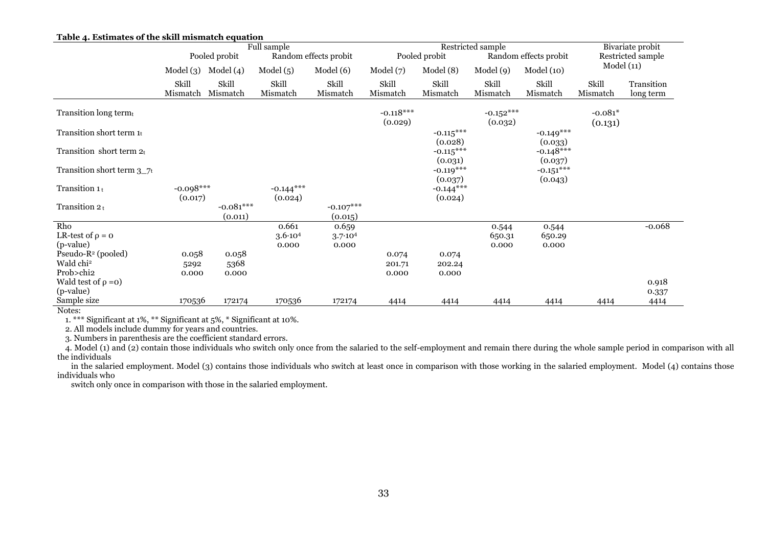**Table 4. Estimates of the skill mismatch equation**

| | Full sample | | | | Restricted sample | | | | Bivariate probit Restricted sample | |
|---|---|---|---|---|---|---|---|---|---|---|
| | Pooled probit | | Random effects probit | | Pooled probit | | Random effects probit | | Model (11) | |
| | Model (3) | Model (4) | Model (5) | Model (6) | Model (7) | Model (8) | Model (9) | Model (10) | | |
| | Skill Mismatch | Skill Mismatch | Skill Mismatch | Skill Mismatch | Skill Mismatch | Skill Mismatch | Skill Mismatch | Skill Mismatch | Skill Mismatch | Transition long term |
| Transition long term$_t$ | | | | | -0.118*** | | -0.152*** | | -0.081* | |
| | | | | | (0.029) | | (0.032) | | (0.131) | |
| Transition short term 1$_t$ | | | | | | -0.115*** | | -0.149*** | | |
| | | | | | | (0.028) | | (0.033) | | |
| Transition short term 2$_t$ | | | | | | -0.115*** | | -0.148*** | | |
| | | | | | | (0.031) | | (0.037) | | |
| Transition short term 3_7$_t$ | | | | | | -0.119*** | | -0.151*** | | |
| | | | | | | (0.037) | | (0.043) | | |
| Transition 1$_t$ | -0.098*** | | -0.144*** | | | -0.144*** | | | | |
| | (0.017) | | (0.024) | | | (0.024) | | | | |
| Transition 2$_t$ | | -0.081*** | | -0.107*** | | | | | | |
| | | (0.011) | | (0.015) | | | | | | |
| Rho | | | 0.661 | 0.659 | | | 0.544 | 0.544 | | -0.068 |
| LR-test of $\rho = 0$ | | | $3.6 \cdot 10^4$ | $3.7 \cdot 10^4$ | | | 650.31 | 650.29 | | |
| (p-value) | | | 0.000 | 0.000 | | | 0.000 | 0.000 | | |
| Pseudo-$R^2$ (pooled) | 0.058 | 0.058 | | | 0.074 | 0.074 | | | | |
| Wald chi$^2$ | 5292 | 5368 | | | 201.71 | 202.24 | | | | |
| Prob>chi2 | 0.000 | 0.000 | | | 0.000 | 0.000 | | | | |
| Wald test of $\rho = 0$) | | | | | | | | | | 0.918 |
| (p-value) | | | | | | | | | | 0.337 |
| Sample size | 170536 | 172174 | 170536 | 172174 | 4414 | 4414 | 4414 | 4414 | 4414 | 4414 |

Notes:

1. *** Significant at 1%, ** Significant at 5%, * Significant at 10%.
2. All models include dummy for years and countries.
3. Numbers in parenthesis are the coefficient standard errors.
4. Model (1) and (2) contain those individuals who switch only once from the salaried to the self-employment and remain there during the whole sample period in comparison with all the individuals in the salaried employment. Model (3) contains those individuals who switch at least once in comparison with those working in the salaried employment. Model (4) contains those individuals who switch only once in comparison with those in the salaried employment.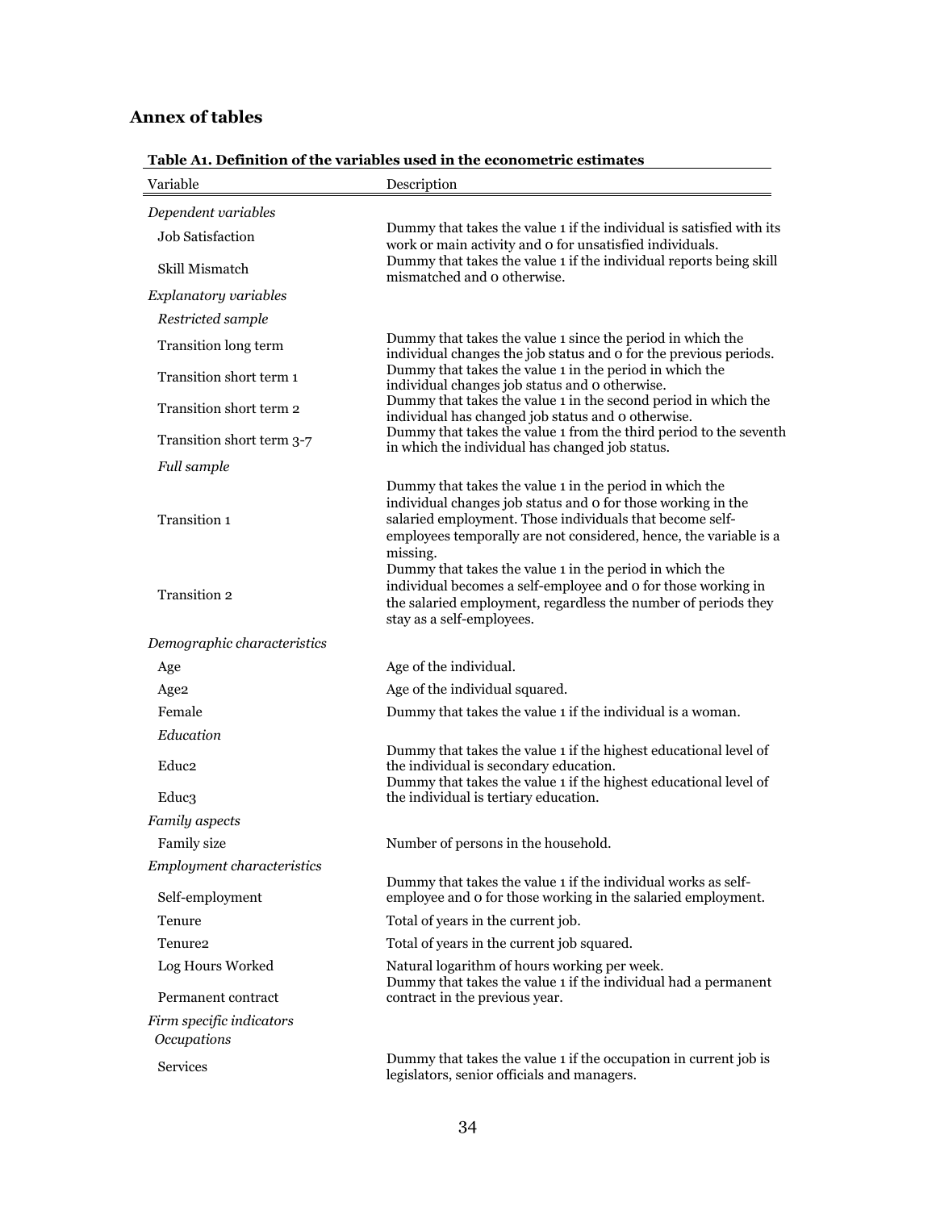## Annex of tables

**Table A1. Definition of the variables used in the econometric estimates**

| Variable | Description |
| --- | --- |
| *Dependent variables* | |
| Job Satisfaction | Dummy that takes the value 1 if the individual is satisfied with its work or main activity and 0 for unsatisfied individuals. |
| Skill Mismatch | Dummy that takes the value 1 if the individual reports being skill mismatched and 0 otherwise. |
| *Explanatory variables* | |
| *Restricted sample* | |
| Transition long term | Dummy that takes the value 1 since the period in which the individual changes the job status and 0 for the previous periods. |
| Transition short term 1 | Dummy that takes the value 1 in the period in which the individual changes job status and 0 otherwise. |
| Transition short term 2 | Dummy that takes the value 1 in the second period in which the individual has changed job status and 0 otherwise. |
| Transition short term 3-7 | Dummy that takes the value 1 from the third period to the seventh in which the individual has changed job status. |
| *Full sample* | |
| Transition 1 | Dummy that takes the value 1 in the period in which the individual changes job status and 0 for those working in the salaried employment. Those individuals that become self-employees temporally are not considered, hence, the variable is a missing. |
| Transition 2 | Dummy that takes the value 1 in the period in which the individual becomes a self-employee and 0 for those working in the salaried employment, regardless the number of periods they stay as a self-employees. |
| *Demographic characteristics* | |
| Age | Age of the individual. |
| Age2 | Age of the individual squared. |
| Female | Dummy that takes the value 1 if the individual is a woman. |
| *Education* | |
| Educ2 | Dummy that takes the value 1 if the highest educational level of the individual is secondary education. |
| Educ3 | Dummy that takes the value 1 if the highest educational level of the individual is tertiary education. |
| *Family aspects* | |
| Family size | Number of persons in the household. |
| *Employment characteristics* | |
| Self-employment | Dummy that takes the value 1 if the individual works as self-employee and 0 for those working in the salaried employment. |
| Tenure | Total of years in the current job. |
| Tenure2 | Total of years in the current job squared. |
| Log Hours Worked | Natural logarithm of hours working per week. |
| Permanent contract | Dummy that takes the value 1 if the individual had a permanent contract in the previous year. |
| *Firm specific indicators* | |
| *Occupations* | |
| Services | Dummy that takes the value 1 if the occupation in current job is legislators, senior officials and managers. |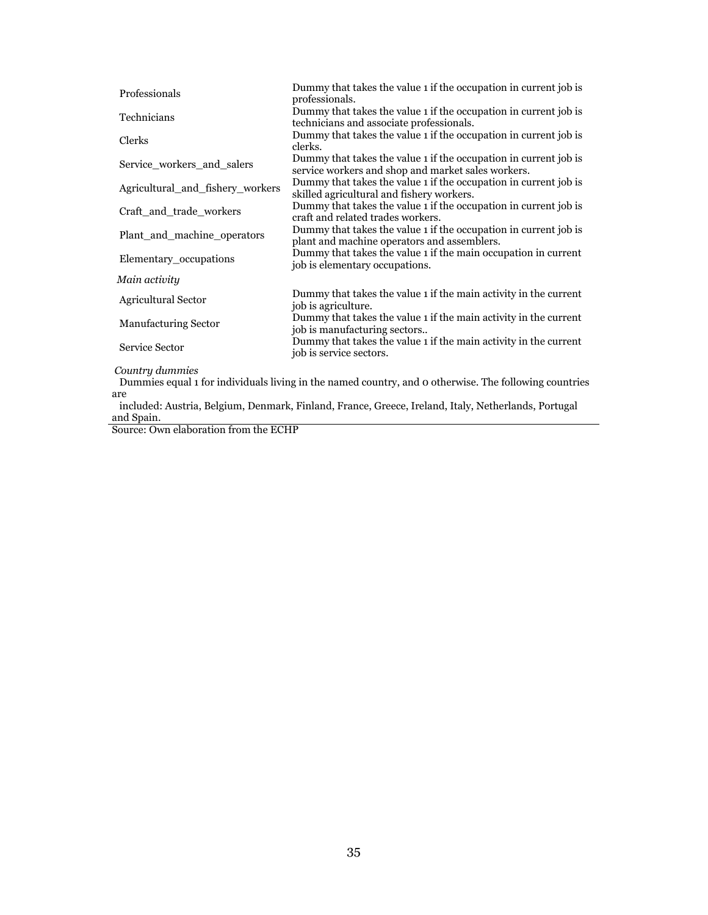| | |
|---|---|
| Professionals | Dummy that takes the value 1 if the occupation in current job is professionals. |
| Technicians | Dummy that takes the value 1 if the occupation in current job is technicians and associate professionals. |
| Clerks | Dummy that takes the value 1 if the occupation in current job is clerks. |
| Service_workers_and_salers | Dummy that takes the value 1 if the occupation in current job is service workers and shop and market sales workers. |
| Agricultural_and_fishery_workers | Dummy that takes the value 1 if the occupation in current job is skilled agricultural and fishery workers. |
| Craft_and_trade_workers | Dummy that takes the value 1 if the occupation in current job is craft and related trades workers. |
| Plant_and_machine_operators | Dummy that takes the value 1 if the occupation in current job is plant and machine operators and assemblers. |
| Elementary_occupations | Dummy that takes the value 1 if the main occupation in current job is elementary occupations. |
| *Main activity* | |
| Agricultural Sector | Dummy that takes the value 1 if the main activity in the current job is agriculture. |
| Manufacturing Sector | Dummy that takes the value 1 if the main activity in the current job is manufacturing sectors.. |
| Service Sector | Dummy that takes the value 1 if the main activity in the current job is service sectors. |
| *Country dummies* | |
| Dummies equal 1 for individuals living in the named country, and 0 otherwise. The following countries are included: Austria, Belgium, Denmark, Finland, France, Greece, Ireland, Italy, Netherlands, Portugal and Spain. | |

Source: Own elaboration from the ECHP